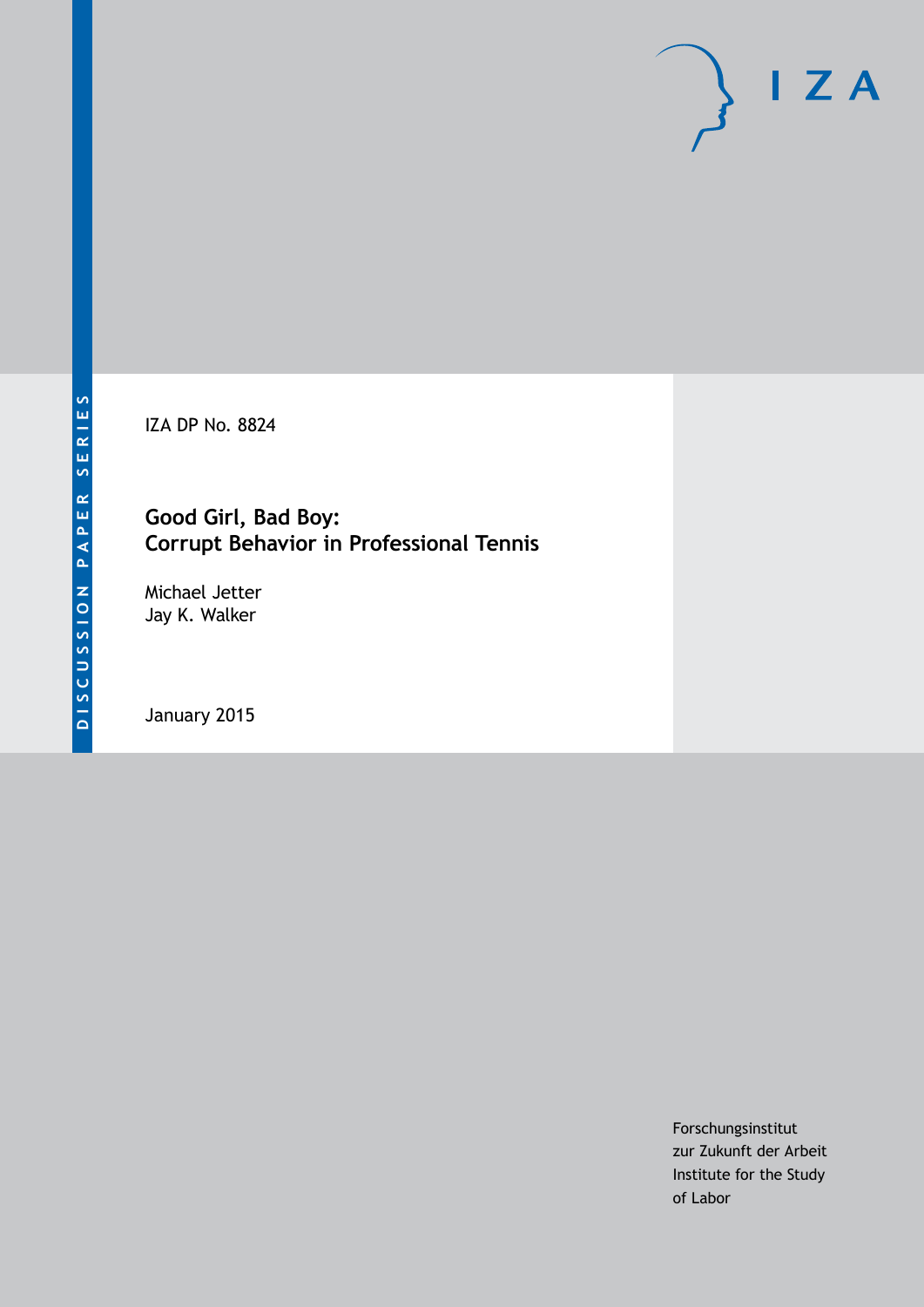DISCUSSION PAPER SERIES

IZA

IZA DP No. 8824

# Good Girl, Bad Boy: Corrupt Behavior in Professional Tennis

Michael Jetter
Jay K. Walker

January 2015

Forschungsinstitut
zur Zukunft der Arbeit
Institute for the Study
of Labor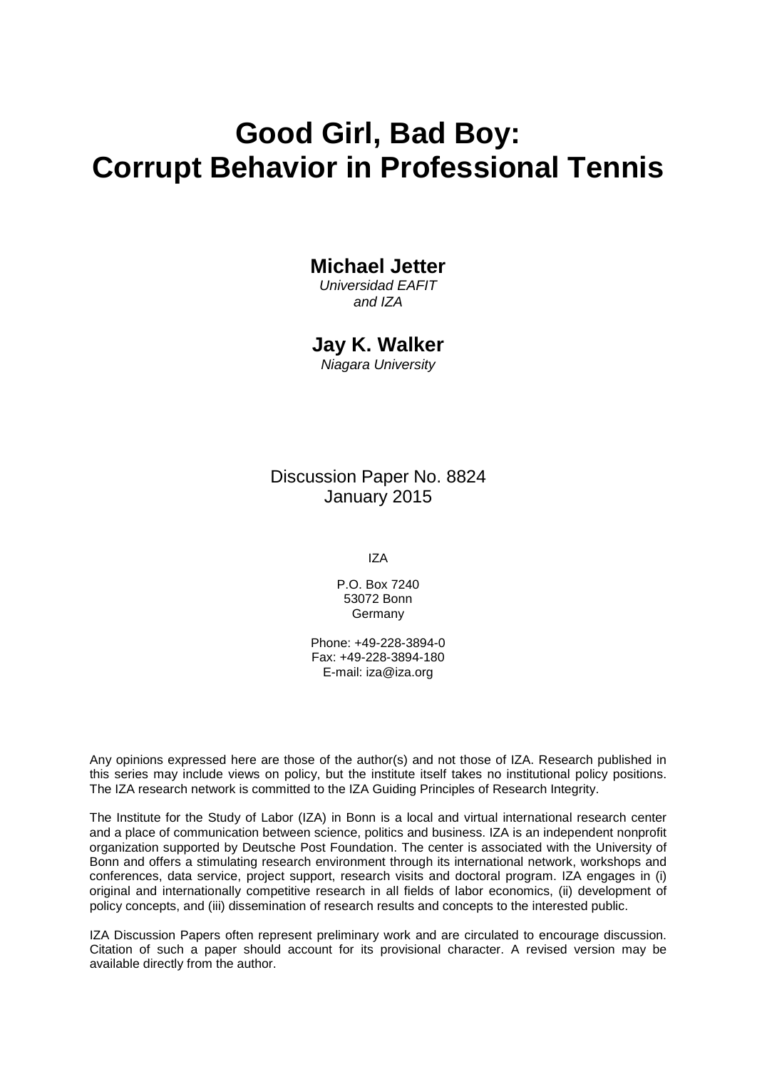# Good Girl, Bad Boy: Corrupt Behavior in Professional Tennis

**Michael Jetter**
*Universidad EAFIT and IZA*

**Jay K. Walker**
*Niagara University*

Discussion Paper No. 8824
January 2015

IZA

P.O. Box 7240
53072 Bonn
Germany

Phone: +49-228-3894-0
Fax: +49-228-3894-180
E-mail: iza@iza.org

Any opinions expressed here are those of the author(s) and not those of IZA. Research published in this series may include views on policy, but the institute itself takes no institutional policy positions. The IZA research network is committed to the IZA Guiding Principles of Research Integrity.

The Institute for the Study of Labor (IZA) in Bonn is a local and virtual international research center and a place of communication between science, politics and business. IZA is an independent nonprofit organization supported by Deutsche Post Foundation. The center is associated with the University of Bonn and offers a stimulating research environment through its international network, workshops and conferences, data service, project support, research visits and doctoral program. IZA engages in (i) original and internationally competitive research in all fields of labor economics, (ii) development of policy concepts, and (iii) dissemination of research results and concepts to the interested public.

IZA Discussion Papers often represent preliminary work and are circulated to encourage discussion. Citation of such a paper should account for its provisional character. A revised version may be available directly from the author.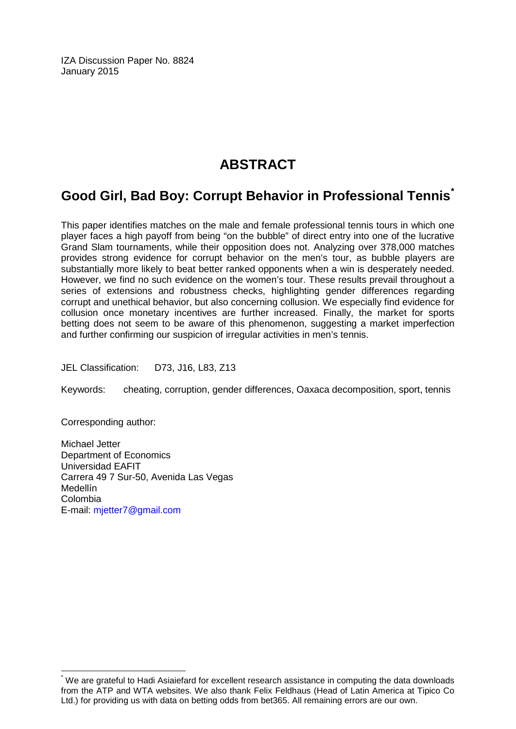IZA Discussion Paper No. 8824
January 2015

# ABSTRACT

## Good Girl, Bad Boy: Corrupt Behavior in Professional Tennis[*]

This paper identifies matches on the male and female professional tennis tours in which one player faces a high payoff from being "on the bubble" of direct entry into one of the lucrative Grand Slam tournaments, while their opposition does not. Analyzing over 378,000 matches provides strong evidence for corrupt behavior on the men's tour, as bubble players are substantially more likely to beat better ranked opponents when a win is desperately needed. However, we find no such evidence on the women's tour. These results prevail throughout a series of extensions and robustness checks, highlighting gender differences regarding corrupt and unethical behavior, but also concerning collusion. We especially find evidence for collusion once monetary incentives are further increased. Finally, the market for sports betting does not seem to be aware of this phenomenon, suggesting a market imperfection and further confirming our suspicion of irregular activities in men's tennis.

JEL Classification: D73, J16, L83, Z13

Keywords: cheating, corruption, gender differences, Oaxaca decomposition, sport, tennis

Corresponding author:

Michael Jetter
Department of Economics
Universidad EAFIT
Carrera 49 7 Sur-50, Avenida Las Vegas
Medellín
Colombia
E-mail: mjetter7@gmail.com

[*] We are grateful to Hadi Asiaiefard for excellent research assistance in computing the data downloads from the ATP and WTA websites. We also thank Felix Feldhaus (Head of Latin America at Tipico Co Ltd.) for providing us with data on betting odds from bet365. All remaining errors are our own.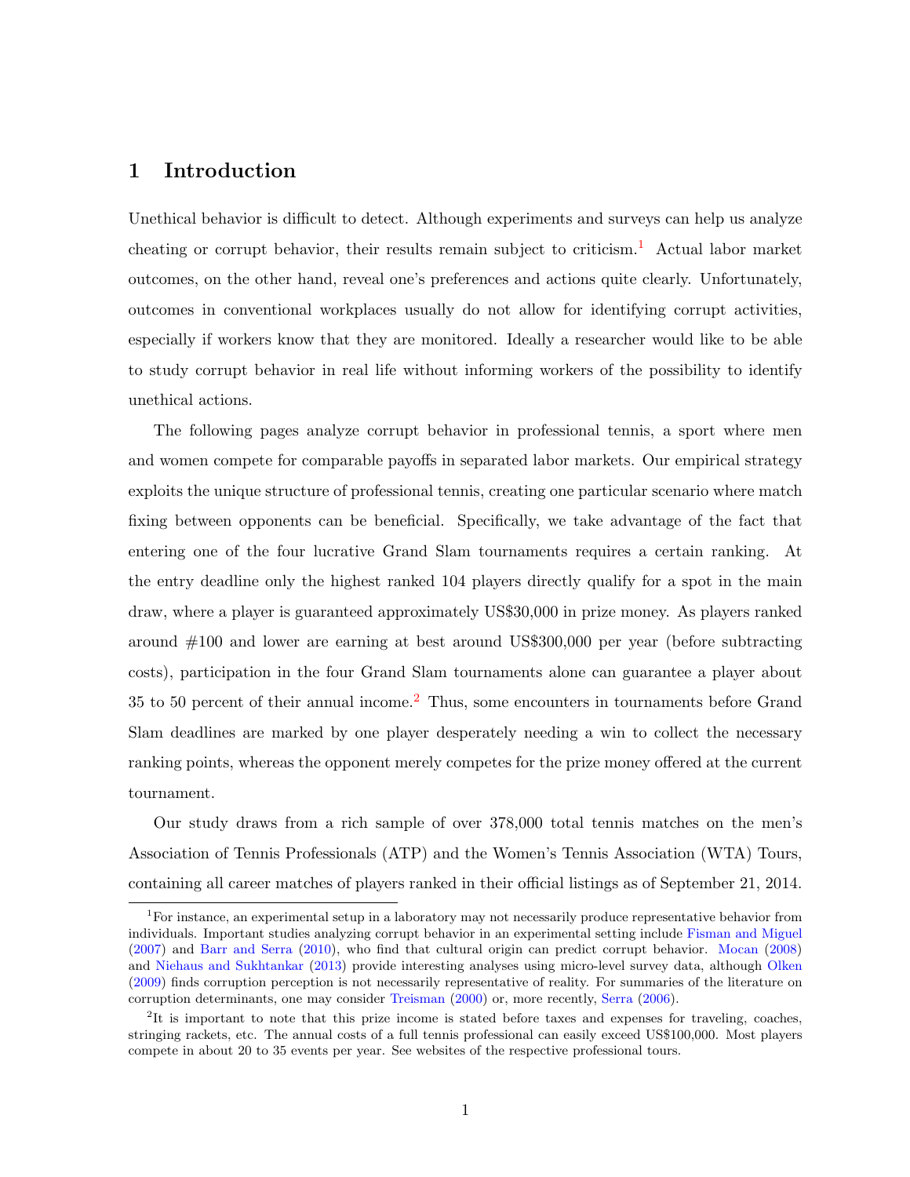# 1 Introduction

Unethical behavior is difficult to detect. Although experiments and surveys can help us analyze cheating or corrupt behavior, their results remain subject to criticism.[1] Actual labor market outcomes, on the other hand, reveal one's preferences and actions quite clearly. Unfortunately, outcomes in conventional workplaces usually do not allow for identifying corrupt activities, especially if workers know that they are monitored. Ideally a researcher would like to be able to study corrupt behavior in real life without informing workers of the possibility to identify unethical actions.

The following pages analyze corrupt behavior in professional tennis, a sport where men and women compete for comparable payoffs in separated labor markets. Our empirical strategy exploits the unique structure of professional tennis, creating one particular scenario where match fixing between opponents can be beneficial. Specifically, we take advantage of the fact that entering one of the four lucrative Grand Slam tournaments requires a certain ranking. At the entry deadline only the highest ranked 104 players directly qualify for a spot in the main draw, where a player is guaranteed approximately US$30,000 in prize money. As players ranked around #100 and lower are earning at best around US$300,000 per year (before subtracting costs), participation in the four Grand Slam tournaments alone can guarantee a player about 35 to 50 percent of their annual income.[2] Thus, some encounters in tournaments before Grand Slam deadlines are marked by one player desperately needing a win to collect the necessary ranking points, whereas the opponent merely competes for the prize money offered at the current tournament.

Our study draws from a rich sample of over 378,000 total tennis matches on the men's Association of Tennis Professionals (ATP) and the Women's Tennis Association (WTA) Tours, containing all career matches of players ranked in their official listings as of September 21, 2014.

---

[1] For instance, an experimental setup in a laboratory may not necessarily produce representative behavior from individuals. Important studies analyzing corrupt behavior in an experimental setting include Fisman and Miguel (2007) and Barr and Serra (2010), who find that cultural origin can predict corrupt behavior. Mocan (2008) and Niehaus and Sukhtankar (2013) provide interesting analyses using micro-level survey data, although Olken (2009) finds corruption perception is not necessarily representative of reality. For summaries of the literature on corruption determinants, one may consider Treisman (2000) or, more recently, Serra (2006).

[2] It is important to note that this prize income is stated before taxes and expenses for traveling, coaches, stringing rackets, etc. The annual costs of a full tennis professional can easily exceed US$100,000. Most players compete in about 20 to 35 events per year. See websites of the respective professional tours.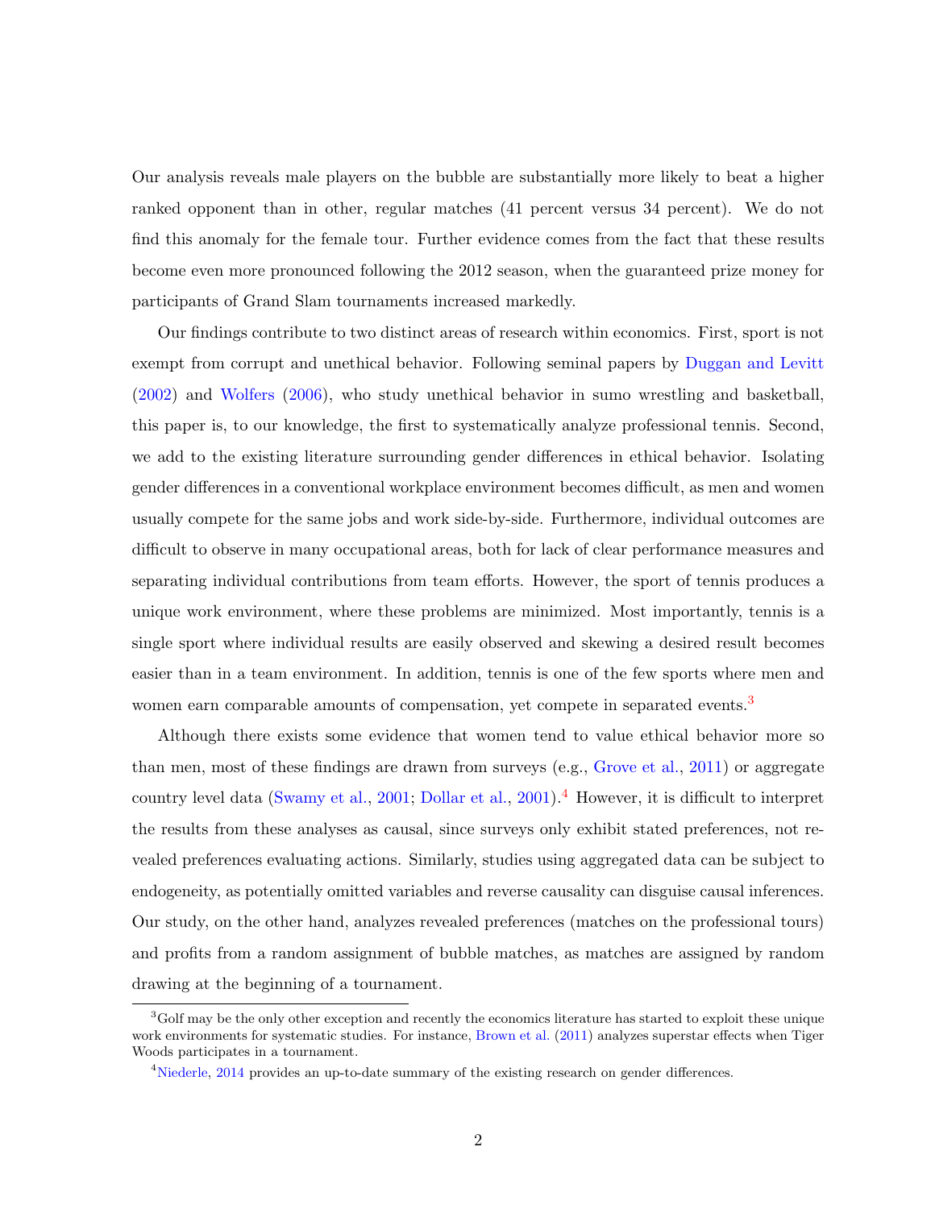Our analysis reveals male players on the bubble are substantially more likely to beat a higher ranked opponent than in other, regular matches (41 percent versus 34 percent). We do not find this anomaly for the female tour. Further evidence comes from the fact that these results become even more pronounced following the 2012 season, when the guaranteed prize money for participants of Grand Slam tournaments increased markedly.

Our findings contribute to two distinct areas of research within economics. First, sport is not exempt from corrupt and unethical behavior. Following seminal papers by Duggan and Levitt (2002) and Wolfers (2006), who study unethical behavior in sumo wrestling and basketball, this paper is, to our knowledge, the first to systematically analyze professional tennis. Second, we add to the existing literature surrounding gender differences in ethical behavior. Isolating gender differences in a conventional workplace environment becomes difficult, as men and women usually compete for the same jobs and work side-by-side. Furthermore, individual outcomes are difficult to observe in many occupational areas, both for lack of clear performance measures and separating individual contributions from team efforts. However, the sport of tennis produces a unique work environment, where these problems are minimized. Most importantly, tennis is a single sport where individual results are easily observed and skewing a desired result becomes easier than in a team environment. In addition, tennis is one of the few sports where men and women earn comparable amounts of compensation, yet compete in separated events.[3]

Although there exists some evidence that women tend to value ethical behavior more so than men, most of these findings are drawn from surveys (e.g., Grove et al., 2011) or aggregate country level data (Swamy et al., 2001; Dollar et al., 2001).[4] However, it is difficult to interpret the results from these analyses as causal, since surveys only exhibit stated preferences, not revealed preferences evaluating actions. Similarly, studies using aggregated data can be subject to endogeneity, as potentially omitted variables and reverse causality can disguise causal inferences. Our study, on the other hand, analyzes revealed preferences (matches on the professional tours) and profits from a random assignment of bubble matches, as matches are assigned by random drawing at the beginning of a tournament.

[3] Golf may be the only other exception and recently the economics literature has started to exploit these unique work environments for systematic studies. For instance, Brown et al. (2011) analyzes superstar effects when Tiger Woods participates in a tournament.

[4] Niederle, 2014 provides an up-to-date summary of the existing research on gender differences.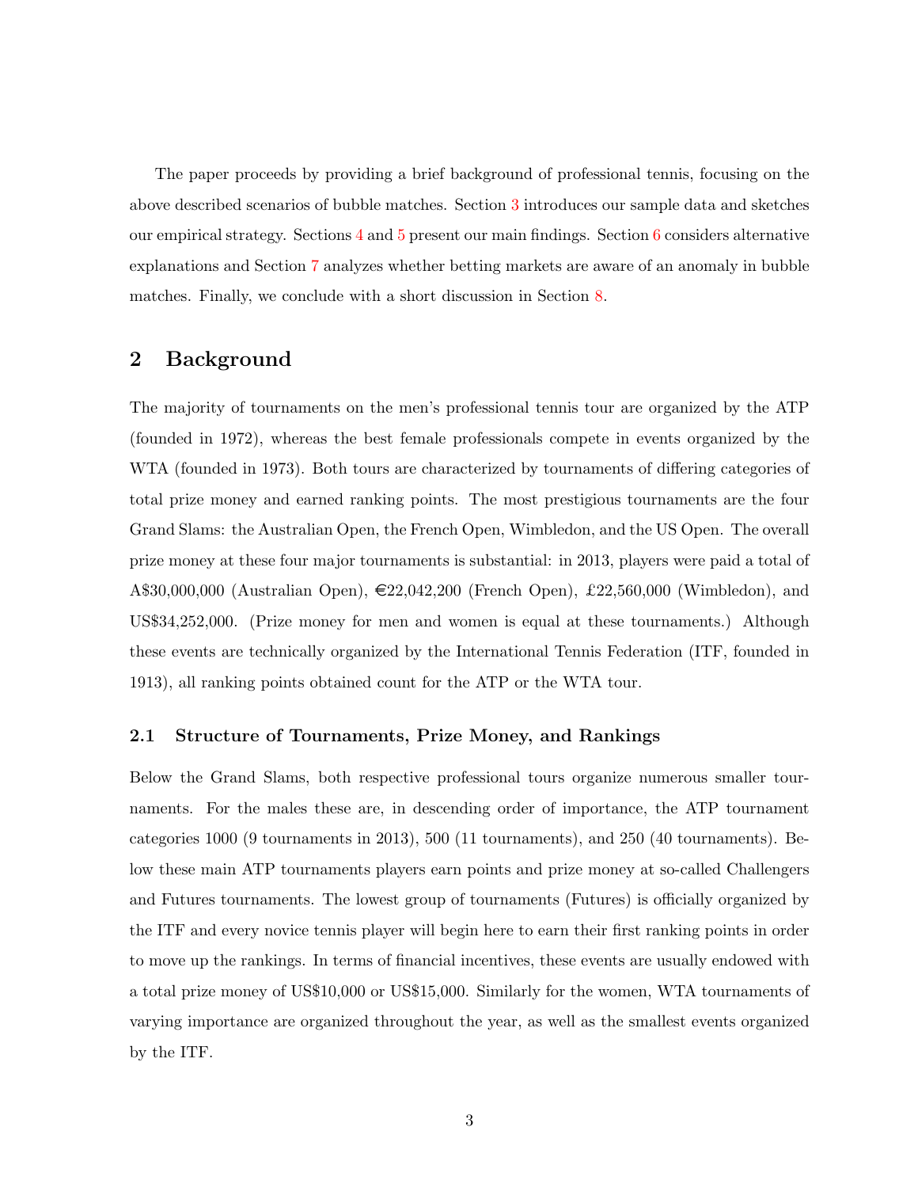The paper proceeds by providing a brief background of professional tennis, focusing on the above described scenarios of bubble matches. Section 3 introduces our sample data and sketches our empirical strategy. Sections 4 and 5 present our main findings. Section 6 considers alternative explanations and Section 7 analyzes whether betting markets are aware of an anomaly in bubble matches. Finally, we conclude with a short discussion in Section 8.

## 2 Background

The majority of tournaments on the men's professional tennis tour are organized by the ATP (founded in 1972), whereas the best female professionals compete in events organized by the WTA (founded in 1973). Both tours are characterized by tournaments of differing categories of total prize money and earned ranking points. The most prestigious tournaments are the four Grand Slams: the Australian Open, the French Open, Wimbledon, and the US Open. The overall prize money at these four major tournaments is substantial: in 2013, players were paid a total of A$30,000,000 (Australian Open), €22,042,200 (French Open), £22,560,000 (Wimbledon), and US$34,252,000. (Prize money for men and women is equal at these tournaments.) Although these events are technically organized by the International Tennis Federation (ITF, founded in 1913), all ranking points obtained count for the ATP or the WTA tour.

### 2.1 Structure of Tournaments, Prize Money, and Rankings

Below the Grand Slams, both respective professional tours organize numerous smaller tournaments. For the males these are, in descending order of importance, the ATP tournament categories 1000 (9 tournaments in 2013), 500 (11 tournaments), and 250 (40 tournaments). Below these main ATP tournaments players earn points and prize money at so-called Challengers and Futures tournaments. The lowest group of tournaments (Futures) is officially organized by the ITF and every novice tennis player will begin here to earn their first ranking points in order to move up the rankings. In terms of financial incentives, these events are usually endowed with a total prize money of US$10,000 or US$15,000. Similarly for the women, WTA tournaments of varying importance are organized throughout the year, as well as the smallest events organized by the ITF.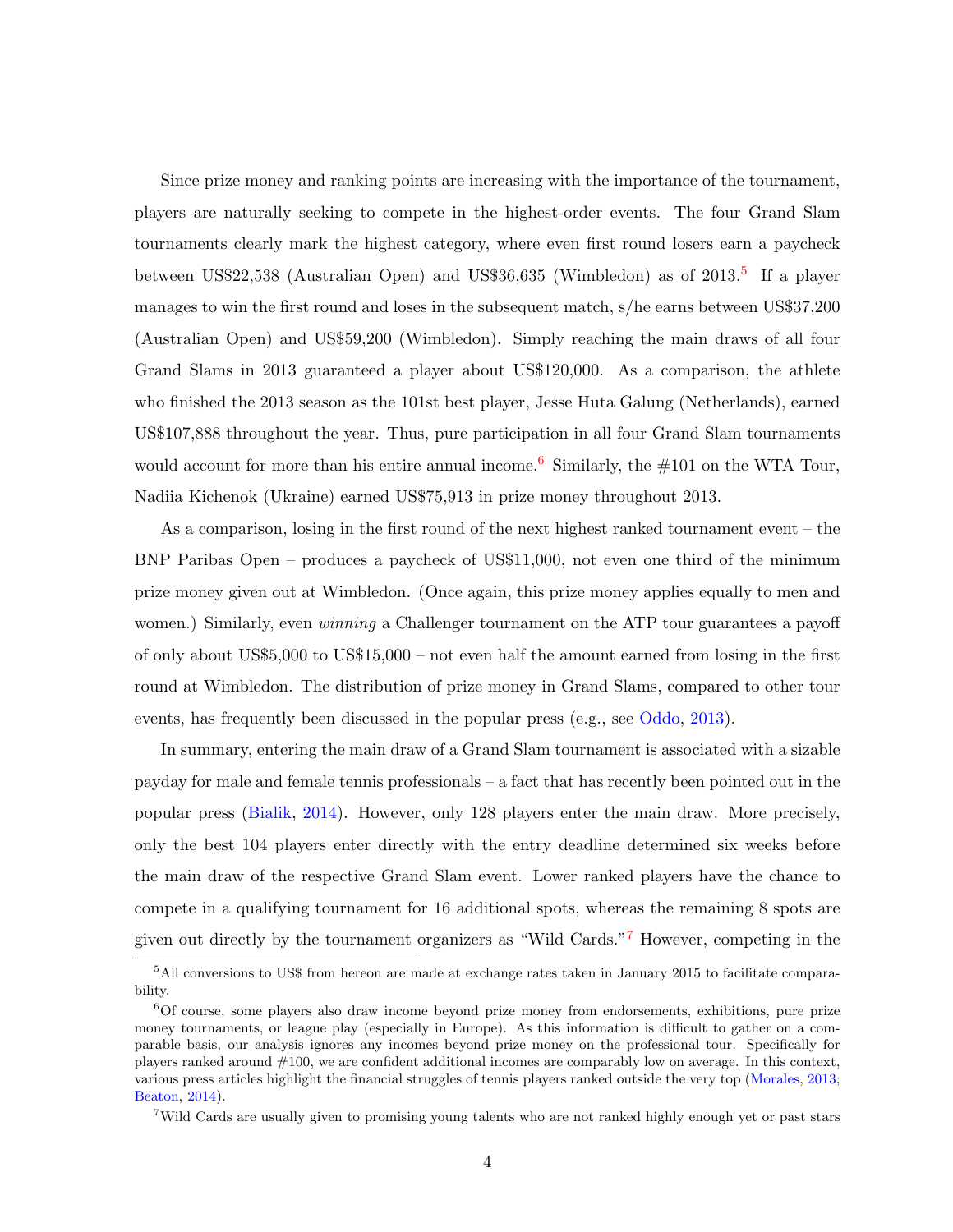Since prize money and ranking points are increasing with the importance of the tournament, players are naturally seeking to compete in the highest-order events. The four Grand Slam tournaments clearly mark the highest category, where even first round losers earn a paycheck between US$22,538 (Australian Open) and US$36,635 (Wimbledon) as of 2013.[5] If a player manages to win the first round and loses in the subsequent match, s/he earns between US$37,200 (Australian Open) and US$59,200 (Wimbledon). Simply reaching the main draws of all four Grand Slams in 2013 guaranteed a player about US$120,000. As a comparison, the athlete who finished the 2013 season as the 101st best player, Jesse Huta Galung (Netherlands), earned US$107,888 throughout the year. Thus, pure participation in all four Grand Slam tournaments would account for more than his entire annual income.[6] Similarly, the #101 on the WTA Tour, Nadiia Kichenok (Ukraine) earned US$75,913 in prize money throughout 2013.

As a comparison, losing in the first round of the next highest ranked tournament event – the BNP Paribas Open – produces a paycheck of US$11,000, not even one third of the minimum prize money given out at Wimbledon. (Once again, this prize money applies equally to men and women.) Similarly, even *winning* a Challenger tournament on the ATP tour guarantees a payoff of only about US$5,000 to US$15,000 – not even half the amount earned from losing in the first round at Wimbledon. The distribution of prize money in Grand Slams, compared to other tour events, has frequently been discussed in the popular press (e.g., see Oddo, 2013).

In summary, entering the main draw of a Grand Slam tournament is associated with a sizable payday for male and female tennis professionals – a fact that has recently been pointed out in the popular press (Bialik, 2014). However, only 128 players enter the main draw. More precisely, only the best 104 players enter directly with the entry deadline determined six weeks before the main draw of the respective Grand Slam event. Lower ranked players have the chance to compete in a qualifying tournament for 16 additional spots, whereas the remaining 8 spots are given out directly by the tournament organizers as "Wild Cards."[7] However, competing in the

[5] All conversions to US$ from hereon are made at exchange rates taken in January 2015 to facilitate comparability.

[6] Of course, some players also draw income beyond prize money from endorsements, exhibitions, pure prize money tournaments, or league play (especially in Europe). As this information is difficult to gather on a comparable basis, our analysis ignores any incomes beyond prize money on the professional tour. Specifically for players ranked around #100, we are confident additional incomes are comparably low on average. In this context, various press articles highlight the financial struggles of tennis players ranked outside the very top (Morales, 2013; Beaton, 2014).

[7] Wild Cards are usually given to promising young talents who are not ranked highly enough yet or past stars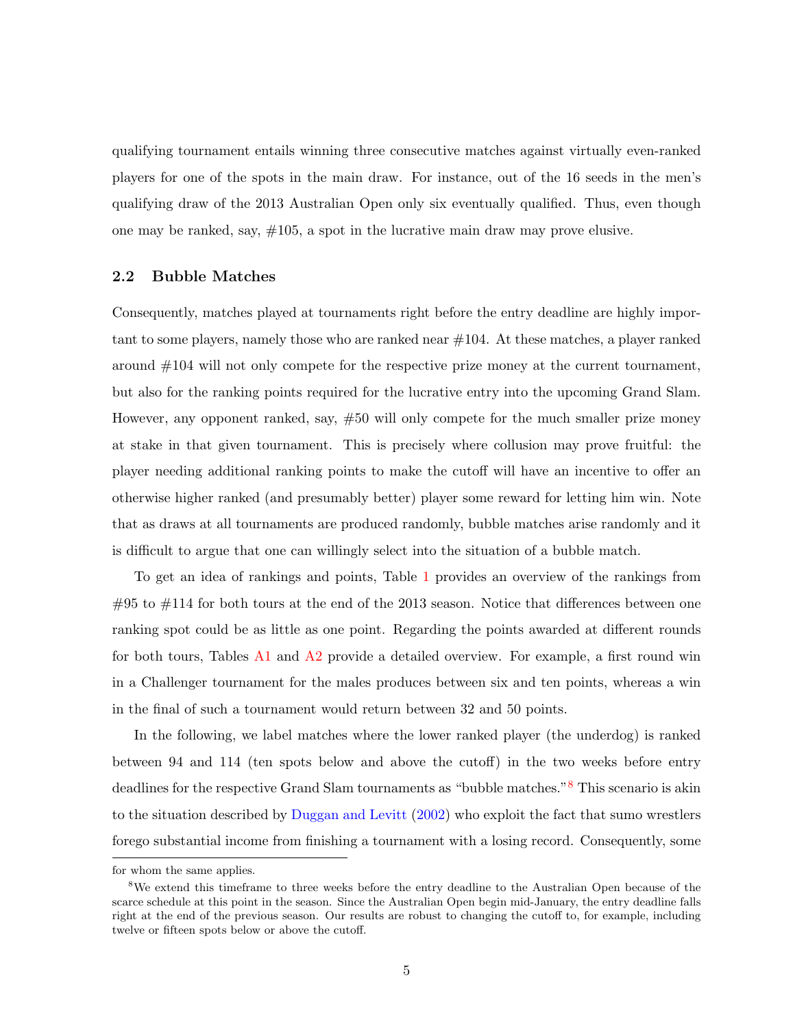qualifying tournament entails winning three consecutive matches against virtually even-ranked players for one of the spots in the main draw. For instance, out of the 16 seeds in the men's qualifying draw of the 2013 Australian Open only six eventually qualified. Thus, even though one may be ranked, say, #105, a spot in the lucrative main draw may prove elusive.

## 2.2 Bubble Matches

Consequently, matches played at tournaments right before the entry deadline are highly important to some players, namely those who are ranked near #104. At these matches, a player ranked around #104 will not only compete for the respective prize money at the current tournament, but also for the ranking points required for the lucrative entry into the upcoming Grand Slam. However, any opponent ranked, say, #50 will only compete for the much smaller prize money at stake in that given tournament. This is precisely where collusion may prove fruitful: the player needing additional ranking points to make the cutoff will have an incentive to offer an otherwise higher ranked (and presumably better) player some reward for letting him win. Note that as draws at all tournaments are produced randomly, bubble matches arise randomly and it is difficult to argue that one can willingly select into the situation of a bubble match.

To get an idea of rankings and points, Table 1 provides an overview of the rankings from #95 to #114 for both tours at the end of the 2013 season. Notice that differences between one ranking spot could be as little as one point. Regarding the points awarded at different rounds for both tours, Tables A1 and A2 provide a detailed overview. For example, a first round win in a Challenger tournament for the males produces between six and ten points, whereas a win in the final of such a tournament would return between 32 and 50 points.

In the following, we label matches where the lower ranked player (the underdog) is ranked between 94 and 114 (ten spots below and above the cutoff) in the two weeks before entry deadlines for the respective Grand Slam tournaments as "bubble matches."[8] This scenario is akin to the situation described by Duggan and Levitt (2002) who exploit the fact that sumo wrestlers forego substantial income from finishing a tournament with a losing record. Consequently, some

for whom the same applies.

[8] We extend this timeframe to three weeks before the entry deadline to the Australian Open because of the scarce schedule at this point in the season. Since the Australian Open begin mid-January, the entry deadline falls right at the end of the previous season. Our results are robust to changing the cutoff to, for example, including twelve or fifteen spots below or above the cutoff.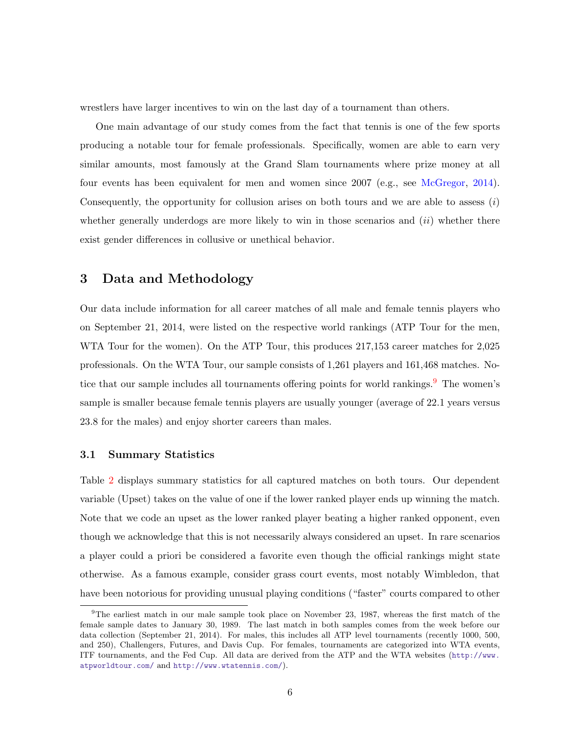wrestlers have larger incentives to win on the last day of a tournament than others.

One main advantage of our study comes from the fact that tennis is one of the few sports producing a notable tour for female professionals. Specifically, women are able to earn very similar amounts, most famously at the Grand Slam tournaments where prize money at all four events has been equivalent for men and women since 2007 (e.g., see McGregor, 2014). Consequently, the opportunity for collusion arises on both tours and we are able to assess (*i*) whether generally underdogs are more likely to win in those scenarios and (*ii*) whether there exist gender differences in collusive or unethical behavior.

## 3 Data and Methodology

Our data include information for all career matches of all male and female tennis players who on September 21, 2014, were listed on the respective world rankings (ATP Tour for the men, WTA Tour for the women). On the ATP Tour, this produces 217,153 career matches for 2,025 professionals. On the WTA Tour, our sample consists of 1,261 players and 161,468 matches. Notice that our sample includes all tournaments offering points for world rankings.[9] The women's sample is smaller because female tennis players are usually younger (average of 22.1 years versus 23.8 for the males) and enjoy shorter careers than males.

### 3.1 Summary Statistics

Table 2 displays summary statistics for all captured matches on both tours. Our dependent variable (Upset) takes on the value of one if the lower ranked player ends up winning the match. Note that we code an upset as the lower ranked player beating a higher ranked opponent, even though we acknowledge that this is not necessarily always considered an upset. In rare scenarios a player could a priori be considered a favorite even though the official rankings might state otherwise. As a famous example, consider grass court events, most notably Wimbledon, that have been notorious for providing unusual playing conditions ("faster" courts compared to other

[9] The earliest match in our male sample took place on November 23, 1987, whereas the first match of the female sample dates to January 30, 1989. The last match in both samples comes from the week before our data collection (September 21, 2014). For males, this includes all ATP level tournaments (recently 1000, 500, and 250), Challengers, Futures, and Davis Cup. For females, tournaments are categorized into WTA events, ITF tournaments, and the Fed Cup. All data are derived from the ATP and the WTA websites (http://www.atpworldtour.com/ and http://www.wtatennis.com/).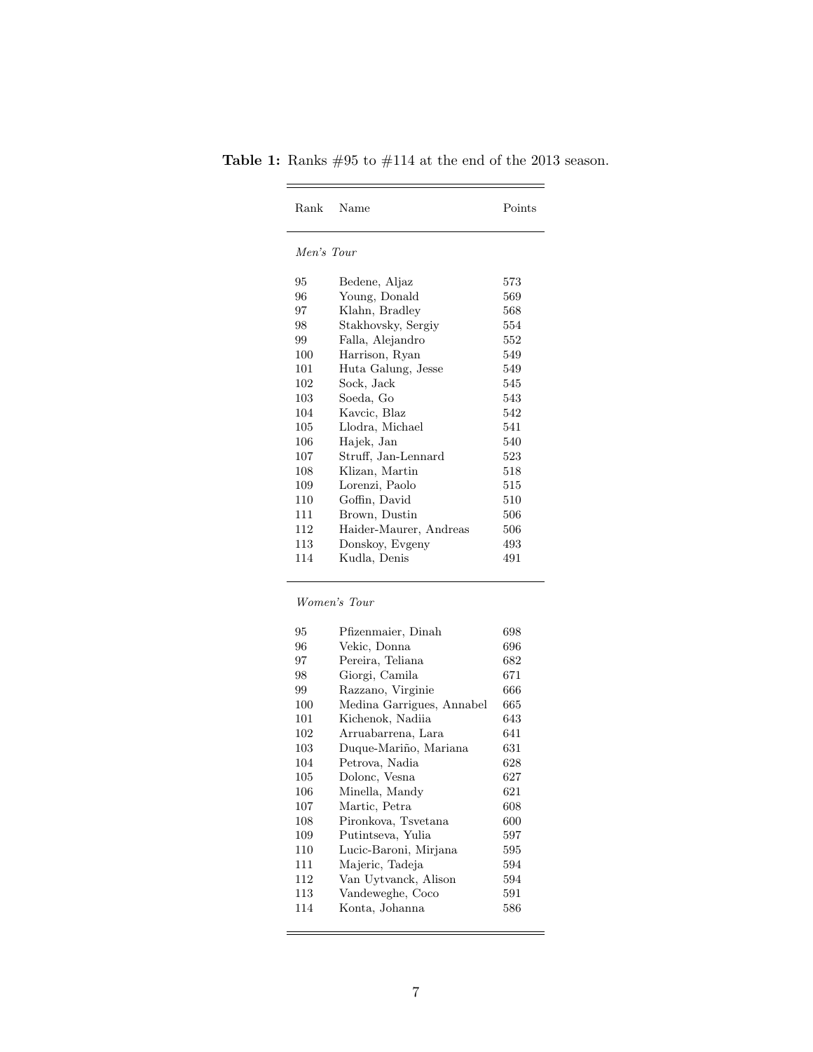**Table 1:** Ranks #95 to #114 at the end of the 2013 season.

| Rank | Name | Points |
|---|---|---|
| *Men's Tour* | | |
| 95 | Bedene, Aljaz | 573 |
| 96 | Young, Donald | 569 |
| 97 | Klahn, Bradley | 568 |
| 98 | Stakhovsky, Sergiy | 554 |
| 99 | Falla, Alejandro | 552 |
| 100 | Harrison, Ryan | 549 |
| 101 | Huta Galung, Jesse | 549 |
| 102 | Sock, Jack | 545 |
| 103 | Soeda, Go | 543 |
| 104 | Kavcic, Blaz | 542 |
| 105 | Llodra, Michael | 541 |
| 106 | Hajek, Jan | 540 |
| 107 | Struff, Jan-Lennard | 523 |
| 108 | Klizan, Martin | 518 |
| 109 | Lorenzi, Paolo | 515 |
| 110 | Goffin, David | 510 |
| 111 | Brown, Dustin | 506 |
| 112 | Haider-Maurer, Andreas | 506 |
| 113 | Donskoy, Evgeny | 493 |
| 114 | Kudla, Denis | 491 |
| *Women's Tour* | | |
| 95 | Pfizenmaier, Dinah | 698 |
| 96 | Vekic, Donna | 696 |
| 97 | Pereira, Teliana | 682 |
| 98 | Giorgi, Camila | 671 |
| 99 | Razzano, Virginie | 666 |
| 100 | Medina Garrigues, Annabel | 665 |
| 101 | Kichenok, Nadiia | 643 |
| 102 | Arruabarrena, Lara | 641 |
| 103 | Duque-Mariño, Mariana | 631 |
| 104 | Petrova, Nadia | 628 |
| 105 | Dolonc, Vesna | 627 |
| 106 | Minella, Mandy | 621 |
| 107 | Martic, Petra | 608 |
| 108 | Pironkova, Tsvetana | 600 |
| 109 | Putintseva, Yulia | 597 |
| 110 | Lucic-Baroni, Mirjana | 595 |
| 111 | Majeric, Tadeja | 594 |
| 112 | Van Uytvanck, Alison | 594 |
| 113 | Vandeweghe, Coco | 591 |
| 114 | Konta, Johanna | 586 |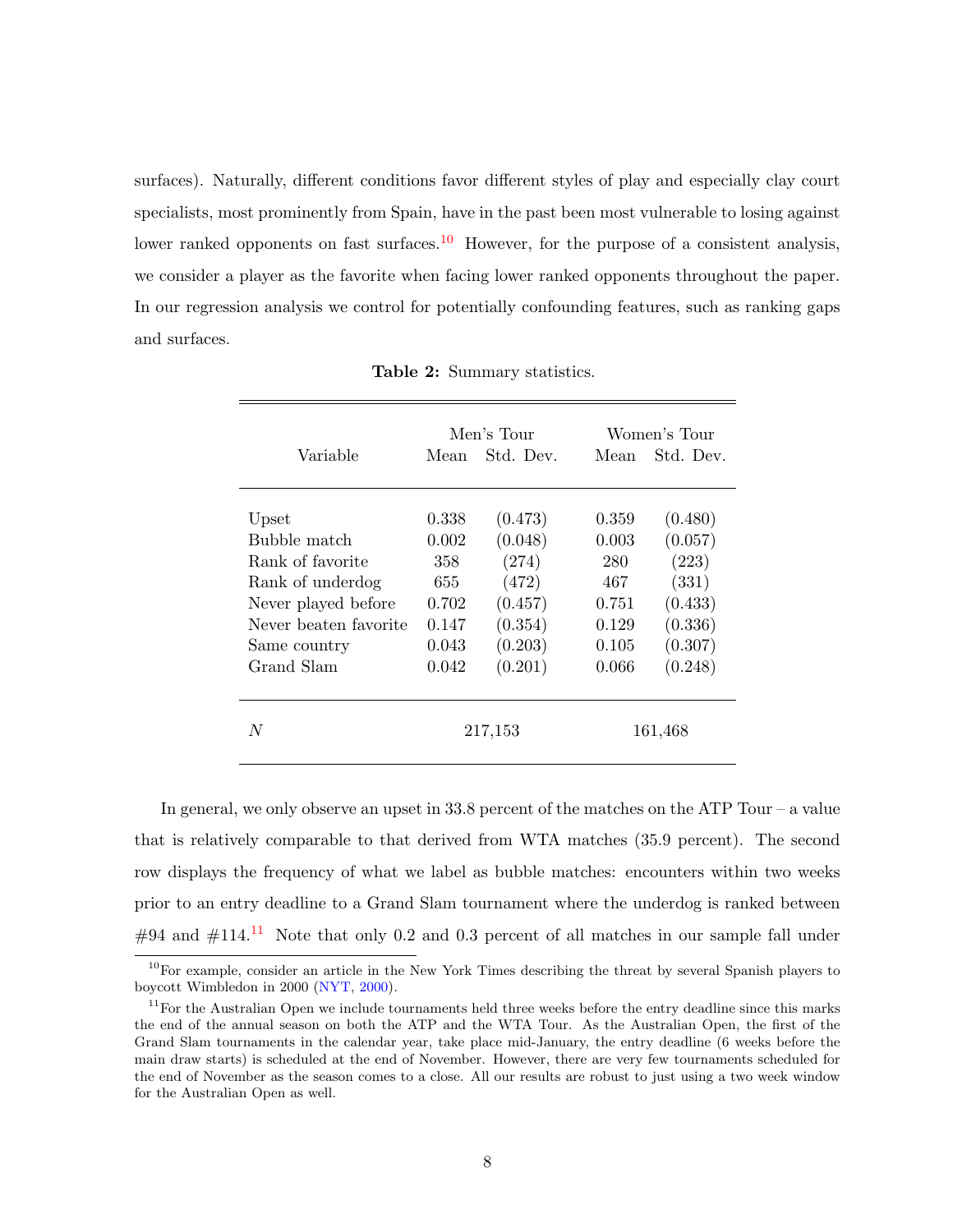surfaces). Naturally, different conditions favor different styles of play and especially clay court specialists, most prominently from Spain, have in the past been most vulnerable to losing against lower ranked opponents on fast surfaces.[10] However, for the purpose of a consistent analysis, we consider a player as the favorite when facing lower ranked opponents throughout the paper. In our regression analysis we control for potentially confounding features, such as ranking gaps and surfaces.

**Table 2:** Summary statistics.

| Variable | Men's Tour | | Women's Tour | |
|---|---|---|---|---|
| | Mean | Std. Dev. | Mean | Std. Dev. |
| Upset | 0.338 | (0.473) | 0.359 | (0.480) |
| Bubble match | 0.002 | (0.048) | 0.003 | (0.057) |
| Rank of favorite | 358 | (274) | 280 | (223) |
| Rank of underdog | 655 | (472) | 467 | (331) |
| Never played before | 0.702 | (0.457) | 0.751 | (0.433) |
| Never beaten favorite | 0.147 | (0.354) | 0.129 | (0.336) |
| Same country | 0.043 | (0.203) | 0.105 | (0.307) |
| Grand Slam | 0.042 | (0.201) | 0.066 | (0.248) |
| $N$ | 217,153 | | 161,468 | |

In general, we only observe an upset in 33.8 percent of the matches on the ATP Tour – a value that is relatively comparable to that derived from WTA matches (35.9 percent). The second row displays the frequency of what we label as bubble matches: encounters within two weeks prior to an entry deadline to a Grand Slam tournament where the underdog is ranked between #94 and #114.[11] Note that only 0.2 and 0.3 percent of all matches in our sample fall under

[10] For example, consider an article in the New York Times describing the threat by several Spanish players to boycott Wimbledon in 2000 (NYT, 2000).

[11] For the Australian Open we include tournaments held three weeks before the entry deadline since this marks the end of the annual season on both the ATP and the WTA Tour. As the Australian Open, the first of the Grand Slam tournaments in the calendar year, take place mid-January, the entry deadline (6 weeks before the main draw starts) is scheduled at the end of November. However, there are very few tournaments scheduled for the end of November as the season comes to a close. All our results are robust to just using a two week window for the Australian Open as well.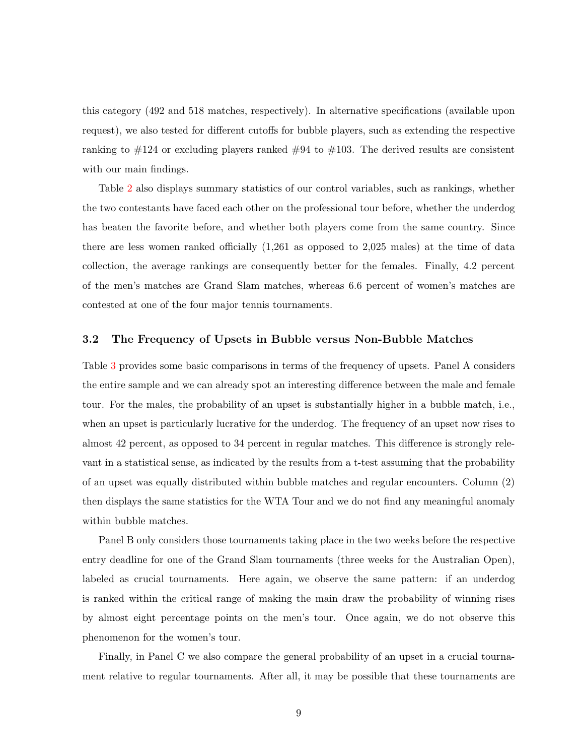this category (492 and 518 matches, respectively). In alternative specifications (available upon request), we also tested for different cutoffs for bubble players, such as extending the respective ranking to #124 or excluding players ranked #94 to #103. The derived results are consistent with our main findings.

Table 2 also displays summary statistics of our control variables, such as rankings, whether the two contestants have faced each other on the professional tour before, whether the underdog has beaten the favorite before, and whether both players come from the same country. Since there are less women ranked officially (1,261 as opposed to 2,025 males) at the time of data collection, the average rankings are consequently better for the females. Finally, 4.2 percent of the men's matches are Grand Slam matches, whereas 6.6 percent of women's matches are contested at one of the four major tennis tournaments.

### 3.2 The Frequency of Upsets in Bubble versus Non-Bubble Matches

Table 3 provides some basic comparisons in terms of the frequency of upsets. Panel A considers the entire sample and we can already spot an interesting difference between the male and female tour. For the males, the probability of an upset is substantially higher in a bubble match, i.e., when an upset is particularly lucrative for the underdog. The frequency of an upset now rises to almost 42 percent, as opposed to 34 percent in regular matches. This difference is strongly relevant in a statistical sense, as indicated by the results from a t-test assuming that the probability of an upset was equally distributed within bubble matches and regular encounters. Column (2) then displays the same statistics for the WTA Tour and we do not find any meaningful anomaly within bubble matches.

Panel B only considers those tournaments taking place in the two weeks before the respective entry deadline for one of the Grand Slam tournaments (three weeks for the Australian Open), labeled as crucial tournaments. Here again, we observe the same pattern: if an underdog is ranked within the critical range of making the main draw the probability of winning rises by almost eight percentage points on the men's tour. Once again, we do not observe this phenomenon for the women's tour.

Finally, in Panel C we also compare the general probability of an upset in a crucial tournament relative to regular tournaments. After all, it may be possible that these tournaments are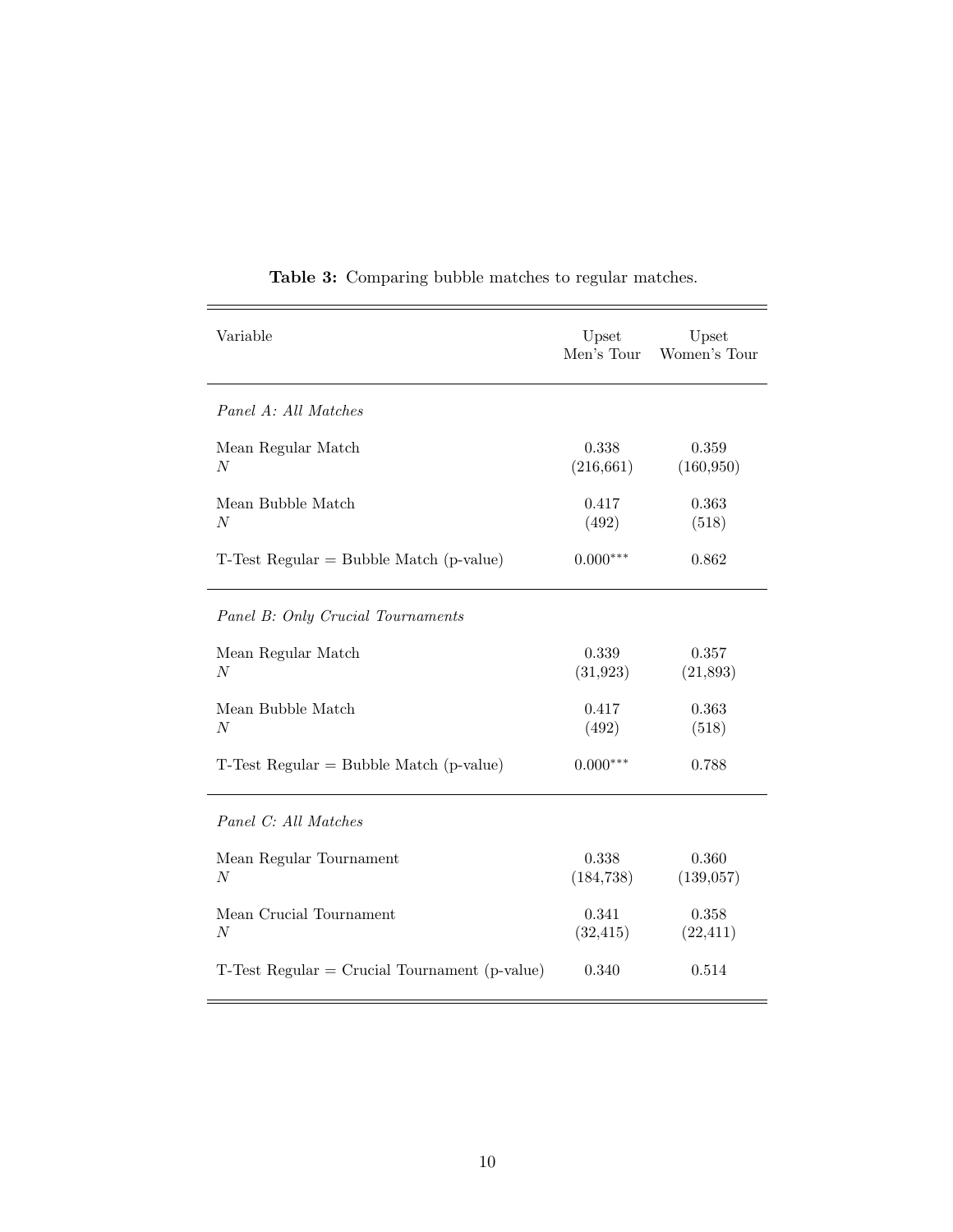**Table 3:** Comparing bubble matches to regular matches.

| Variable | Upset Men's Tour | Upset Women's Tour |
|---|---|---|
| *Panel A: All Matches* | | |
| Mean Regular Match | 0.338 | 0.359 |
| $N$ | (216,661) | (160,950) |
| Mean Bubble Match | 0.417 | 0.363 |
| $N$ | (492) | (518) |
| T-Test Regular = Bubble Match (p-value) | $0.000^{***}$ | 0.862 |
| *Panel B: Only Crucial Tournaments* | | |
| Mean Regular Match | 0.339 | 0.357 |
| $N$ | (31,923) | (21,893) |
| Mean Bubble Match | 0.417 | 0.363 |
| $N$ | (492) | (518) |
| T-Test Regular = Bubble Match (p-value) | $0.000^{***}$ | 0.788 |
| *Panel C: All Matches* | | |
| Mean Regular Tournament | 0.338 | 0.360 |
| $N$ | (184,738) | (139,057) |
| Mean Crucial Tournament | 0.341 | 0.358 |
| $N$ | (32,415) | (22,411) |
| T-Test Regular = Crucial Tournament (p-value) | 0.340 | 0.514 |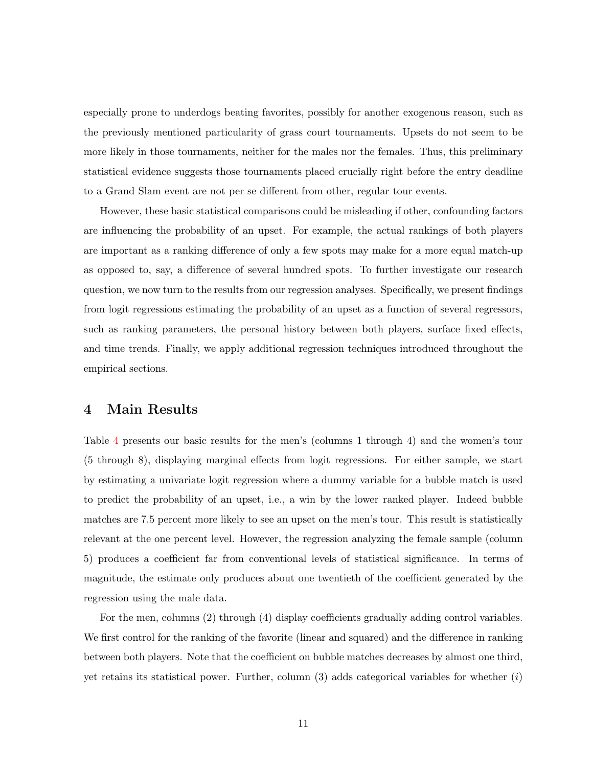especially prone to underdogs beating favorites, possibly for another exogenous reason, such as the previously mentioned particularity of grass court tournaments. Upsets do not seem to be more likely in those tournaments, neither for the males nor the females. Thus, this preliminary statistical evidence suggests those tournaments placed crucially right before the entry deadline to a Grand Slam event are not per se different from other, regular tour events.

However, these basic statistical comparisons could be misleading if other, confounding factors are influencing the probability of an upset. For example, the actual rankings of both players are important as a ranking difference of only a few spots may make for a more equal match-up as opposed to, say, a difference of several hundred spots. To further investigate our research question, we now turn to the results from our regression analyses. Specifically, we present findings from logit regressions estimating the probability of an upset as a function of several regressors, such as ranking parameters, the personal history between both players, surface fixed effects, and time trends. Finally, we apply additional regression techniques introduced throughout the empirical sections.

## 4 Main Results

Table 4 presents our basic results for the men's (columns 1 through 4) and the women's tour (5 through 8), displaying marginal effects from logit regressions. For either sample, we start by estimating a univariate logit regression where a dummy variable for a bubble match is used to predict the probability of an upset, i.e., a win by the lower ranked player. Indeed bubble matches are 7.5 percent more likely to see an upset on the men's tour. This result is statistically relevant at the one percent level. However, the regression analyzing the female sample (column 5) produces a coefficient far from conventional levels of statistical significance. In terms of magnitude, the estimate only produces about one twentieth of the coefficient generated by the regression using the male data.

For the men, columns (2) through (4) display coefficients gradually adding control variables. We first control for the ranking of the favorite (linear and squared) and the difference in ranking between both players. Note that the coefficient on bubble matches decreases by almost one third, yet retains its statistical power. Further, column (3) adds categorical variables for whether (*i*)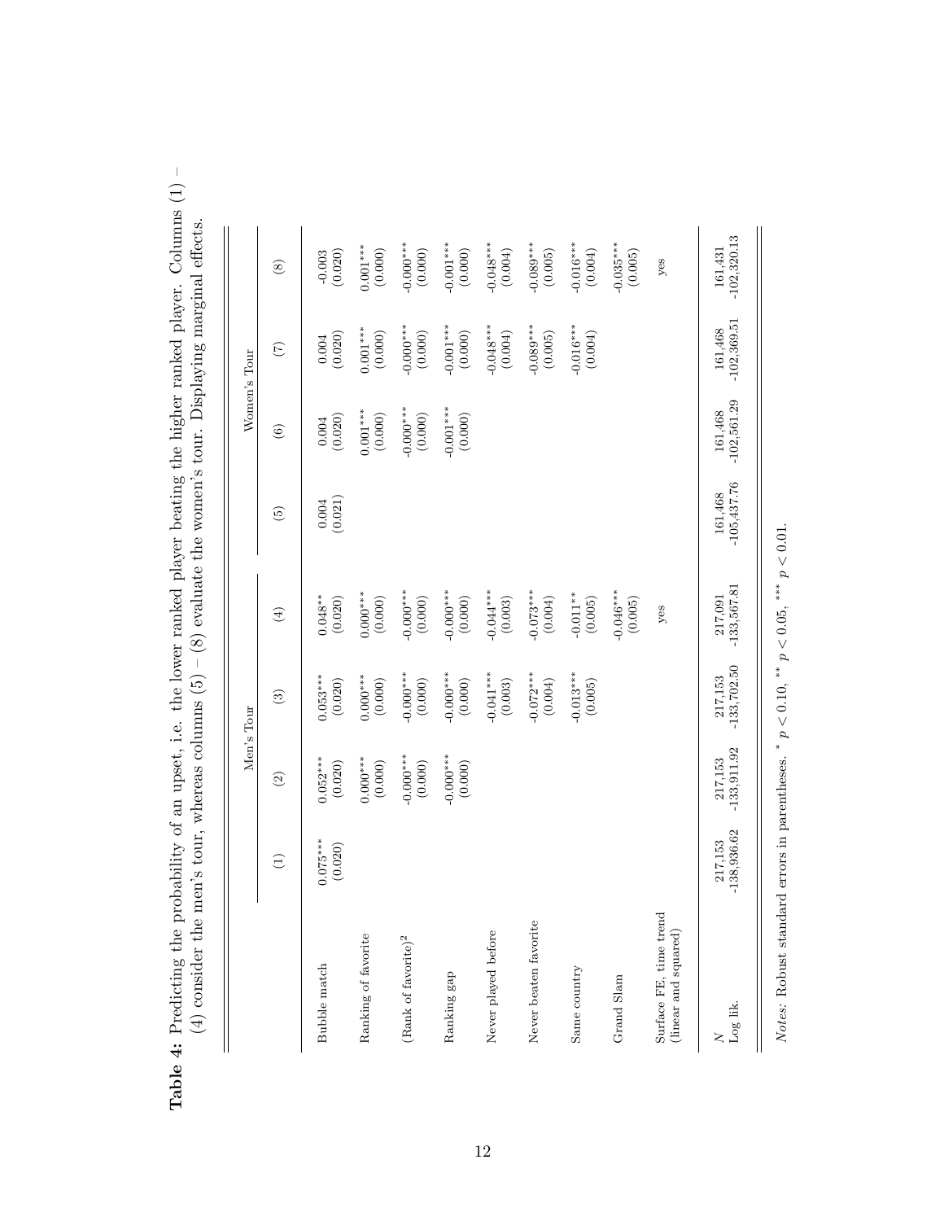**Table 4:** Predicting the probability of an upset, i.e. the lower ranked player beating the higher ranked player. Columns (1) – (4) consider the men's tour, whereas columns (5) – (8) evaluate the women's tour. Displaying marginal effects.

| | Men's Tour | | | | Women's Tour | | | |
|---|---|---|---|---|---|---|---|---|
| | (1) | (2) | (3) | (4) | (5) | (6) | (7) | (8) |
| Bubble match | 0.075*** | 0.052*** | 0.053*** | 0.048** | 0.004 | 0.004 | 0.004 | -0.003 |
| | (0.020) | (0.020) | (0.020) | (0.020) | (0.021) | (0.020) | (0.020) | (0.020) |
| Ranking of favorite | | 0.000*** | 0.000*** | 0.000*** | | 0.001*** | 0.001*** | 0.001*** |
| | | (0.000) | (0.000) | (0.000) | | (0.000) | (0.000) | (0.000) |
| (Rank of favorite)$^2$ | | -0.000*** | -0.000*** | -0.000*** | | -0.000*** | -0.000*** | -0.000*** |
| | | (0.000) | (0.000) | (0.000) | | (0.000) | (0.000) | (0.000) |
| Ranking gap | | -0.000*** | -0.000*** | -0.000*** | | -0.001*** | -0.001*** | -0.001*** |
| | | (0.000) | (0.000) | (0.000) | | (0.000) | (0.000) | (0.000) |
| Never played before | | | -0.041*** | -0.044*** | | | -0.048*** | -0.048*** |
| | | | (0.003) | (0.003) | | | (0.004) | (0.004) |
| Never beaten favorite | | | -0.072*** | -0.073*** | | | -0.089*** | -0.089*** |
| | | | (0.004) | (0.004) | | | (0.005) | (0.005) |
| Same country | | | -0.013*** | -0.011** | | | -0.016*** | -0.016*** |
| | | | (0.005) | (0.005) | | | (0.004) | (0.004) |
| Grand Slam | | | | -0.046*** | | | | -0.035*** |
| | | | | (0.005) | | | | (0.005) |
| Surface FE, time trend (linear and squared) | | | | yes | | | | yes |
| $N$ | 217,153 | 217,153 | 217,153 | 217,091 | 161,468 | 161,468 | 161,468 | 161,431 |
| Log lik. | -138,936.62 | -133,911.92 | -133,702.50 | -133,567.81 | -105,437.76 | -102,561.29 | -102,369.51 | -102,320.13 |

*Notes:* Robust standard errors in parentheses. * $p < 0.10$, ** $p < 0.05$, *** $p < 0.01$.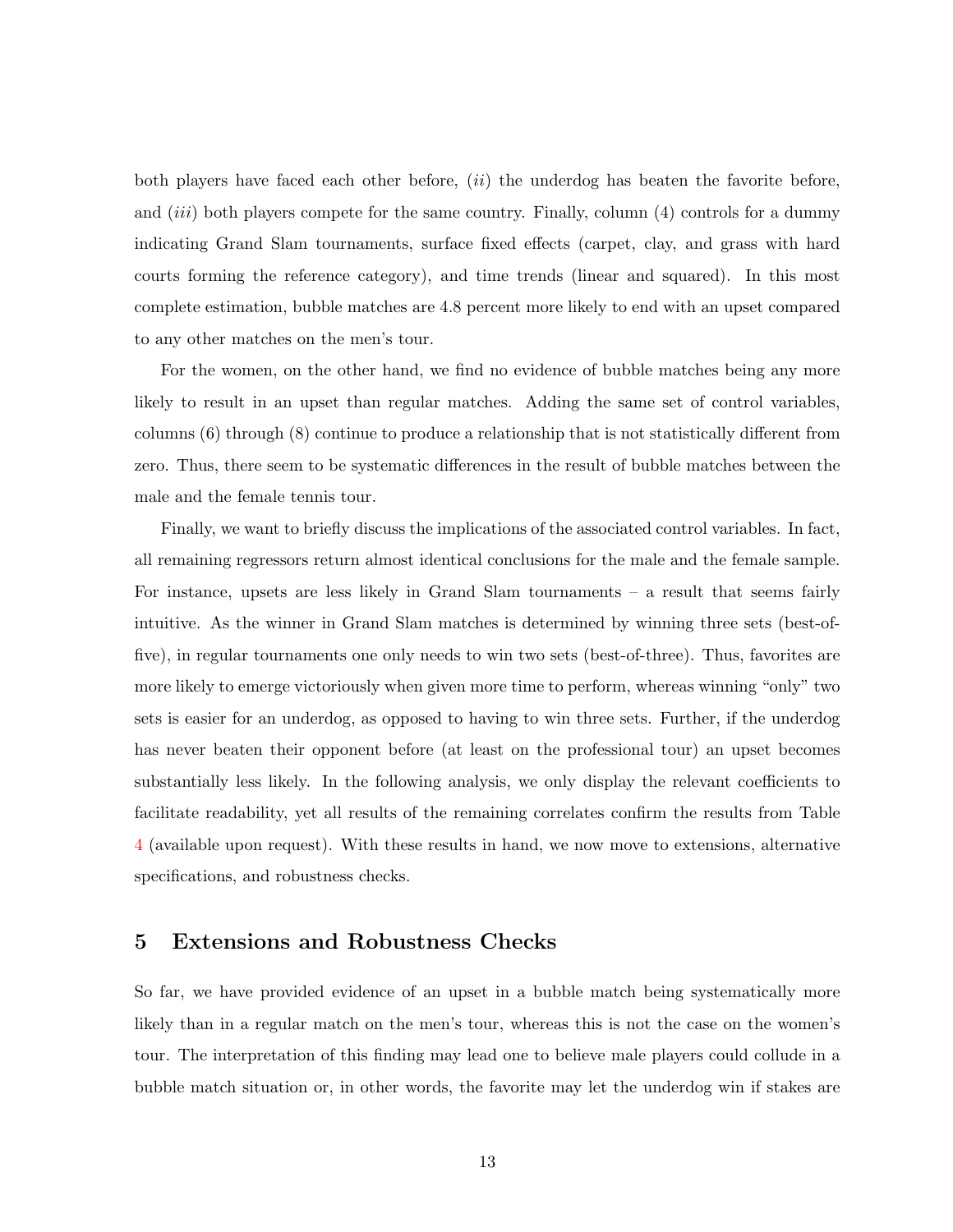both players have faced each other before, (*ii*) the underdog has beaten the favorite before, and (*iii*) both players compete for the same country. Finally, column (4) controls for a dummy indicating Grand Slam tournaments, surface fixed effects (carpet, clay, and grass with hard courts forming the reference category), and time trends (linear and squared). In this most complete estimation, bubble matches are 4.8 percent more likely to end with an upset compared to any other matches on the men's tour.

For the women, on the other hand, we find no evidence of bubble matches being any more likely to result in an upset than regular matches. Adding the same set of control variables, columns (6) through (8) continue to produce a relationship that is not statistically different from zero. Thus, there seem to be systematic differences in the result of bubble matches between the male and the female tennis tour.

Finally, we want to briefly discuss the implications of the associated control variables. In fact, all remaining regressors return almost identical conclusions for the male and the female sample. For instance, upsets are less likely in Grand Slam tournaments – a result that seems fairly intuitive. As the winner in Grand Slam matches is determined by winning three sets (best-of-five), in regular tournaments one only needs to win two sets (best-of-three). Thus, favorites are more likely to emerge victoriously when given more time to perform, whereas winning "only" two sets is easier for an underdog, as opposed to having to win three sets. Further, if the underdog has never beaten their opponent before (at least on the professional tour) an upset becomes substantially less likely. In the following analysis, we only display the relevant coefficients to facilitate readability, yet all results of the remaining correlates confirm the results from Table 4 (available upon request). With these results in hand, we now move to extensions, alternative specifications, and robustness checks.

## 5 Extensions and Robustness Checks

So far, we have provided evidence of an upset in a bubble match being systematically more likely than in a regular match on the men's tour, whereas this is not the case on the women's tour. The interpretation of this finding may lead one to believe male players could collude in a bubble match situation or, in other words, the favorite may let the underdog win if stakes are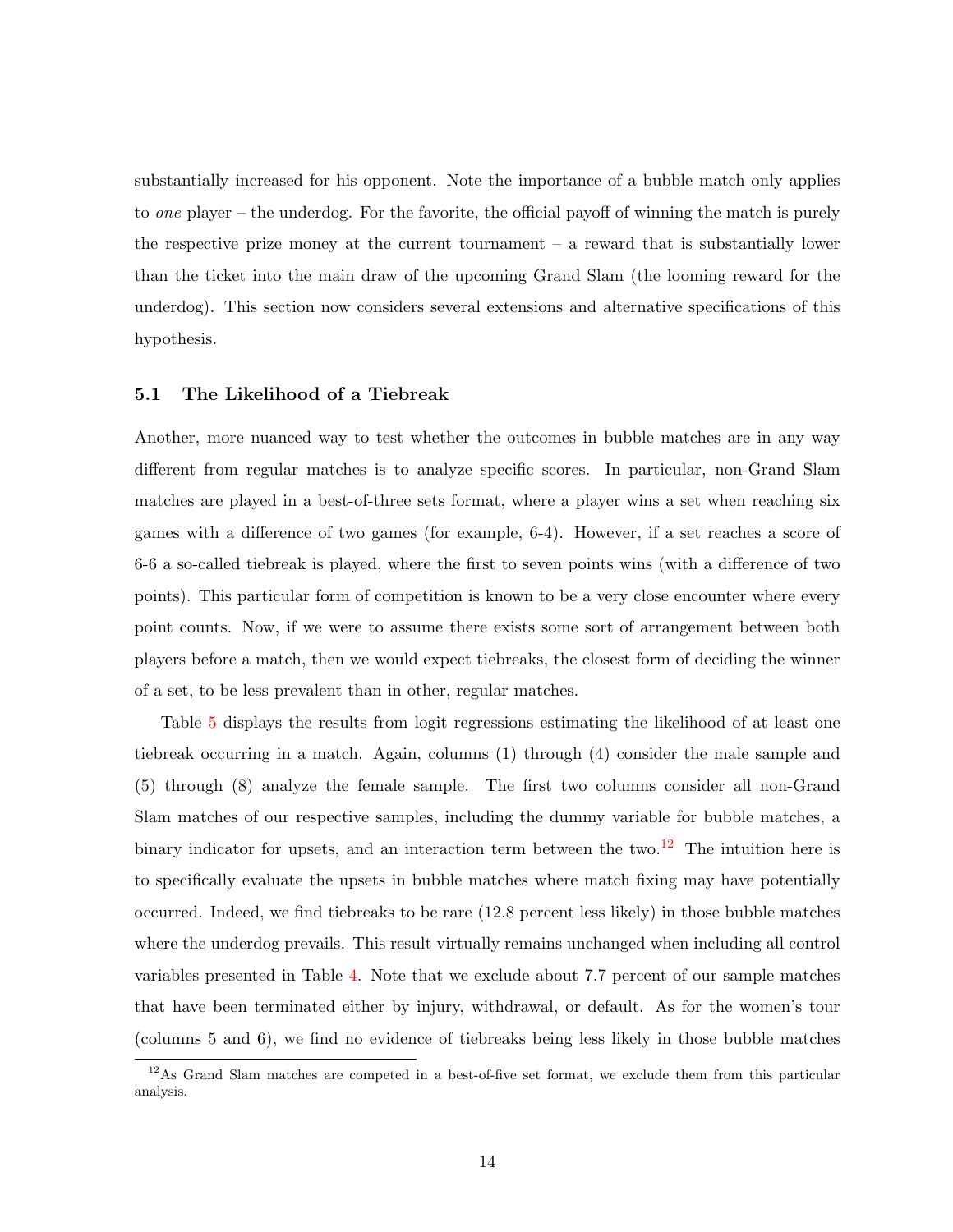substantially increased for his opponent. Note the importance of a bubble match only applies to *one* player – the underdog. For the favorite, the official payoff of winning the match is purely the respective prize money at the current tournament – a reward that is substantially lower than the ticket into the main draw of the upcoming Grand Slam (the looming reward for the underdog). This section now considers several extensions and alternative specifications of this hypothesis.

### 5.1 The Likelihood of a Tiebreak

Another, more nuanced way to test whether the outcomes in bubble matches are in any way different from regular matches is to analyze specific scores. In particular, non-Grand Slam matches are played in a best-of-three sets format, where a player wins a set when reaching six games with a difference of two games (for example, 6-4). However, if a set reaches a score of 6-6 a so-called tiebreak is played, where the first to seven points wins (with a difference of two points). This particular form of competition is known to be a very close encounter where every point counts. Now, if we were to assume there exists some sort of arrangement between both players before a match, then we would expect tiebreaks, the closest form of deciding the winner of a set, to be less prevalent than in other, regular matches.

Table 5 displays the results from logit regressions estimating the likelihood of at least one tiebreak occurring in a match. Again, columns (1) through (4) consider the male sample and (5) through (8) analyze the female sample. The first two columns consider all non-Grand Slam matches of our respective samples, including the dummy variable for bubble matches, a binary indicator for upsets, and an interaction term between the two.[12] The intuition here is to specifically evaluate the upsets in bubble matches where match fixing may have potentially occurred. Indeed, we find tiebreaks to be rare (12.8 percent less likely) in those bubble matches where the underdog prevails. This result virtually remains unchanged when including all control variables presented in Table 4. Note that we exclude about 7.7 percent of our sample matches that have been terminated either by injury, withdrawal, or default. As for the women's tour (columns 5 and 6), we find no evidence of tiebreaks being less likely in those bubble matches

[12] As Grand Slam matches are competed in a best-of-five set format, we exclude them from this particular analysis.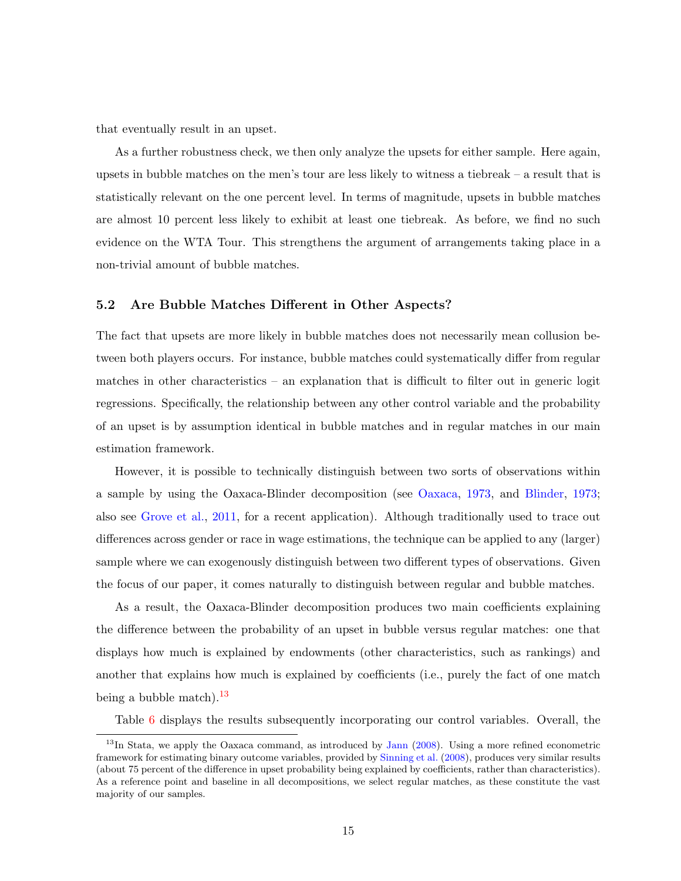that eventually result in an upset.

As a further robustness check, we then only analyze the upsets for either sample. Here again, upsets in bubble matches on the men's tour are less likely to witness a tiebreak – a result that is statistically relevant on the one percent level. In terms of magnitude, upsets in bubble matches are almost 10 percent less likely to exhibit at least one tiebreak. As before, we find no such evidence on the WTA Tour. This strengthens the argument of arrangements taking place in a non-trivial amount of bubble matches.

### 5.2 Are Bubble Matches Different in Other Aspects?

The fact that upsets are more likely in bubble matches does not necessarily mean collusion between both players occurs. For instance, bubble matches could systematically differ from regular matches in other characteristics – an explanation that is difficult to filter out in generic logit regressions. Specifically, the relationship between any other control variable and the probability of an upset is by assumption identical in bubble matches and in regular matches in our main estimation framework.

However, it is possible to technically distinguish between two sorts of observations within a sample by using the Oaxaca-Blinder decomposition (see Oaxaca, 1973, and Blinder, 1973; also see Grove et al., 2011, for a recent application). Although traditionally used to trace out differences across gender or race in wage estimations, the technique can be applied to any (larger) sample where we can exogenously distinguish between two different types of observations. Given the focus of our paper, it comes naturally to distinguish between regular and bubble matches.

As a result, the Oaxaca-Blinder decomposition produces two main coefficients explaining the difference between the probability of an upset in bubble versus regular matches: one that displays how much is explained by endowments (other characteristics, such as rankings) and another that explains how much is explained by coefficients (i.e., purely the fact of one match being a bubble match).[13]

Table 6 displays the results subsequently incorporating our control variables. Overall, the

[13] In Stata, we apply the Oaxaca command, as introduced by Jann (2008). Using a more refined econometric framework for estimating binary outcome variables, provided by Sinning et al. (2008), produces very similar results (about 75 percent of the difference in upset probability being explained by coefficients, rather than characteristics). As a reference point and baseline in all decompositions, we select regular matches, as these constitute the vast majority of our samples.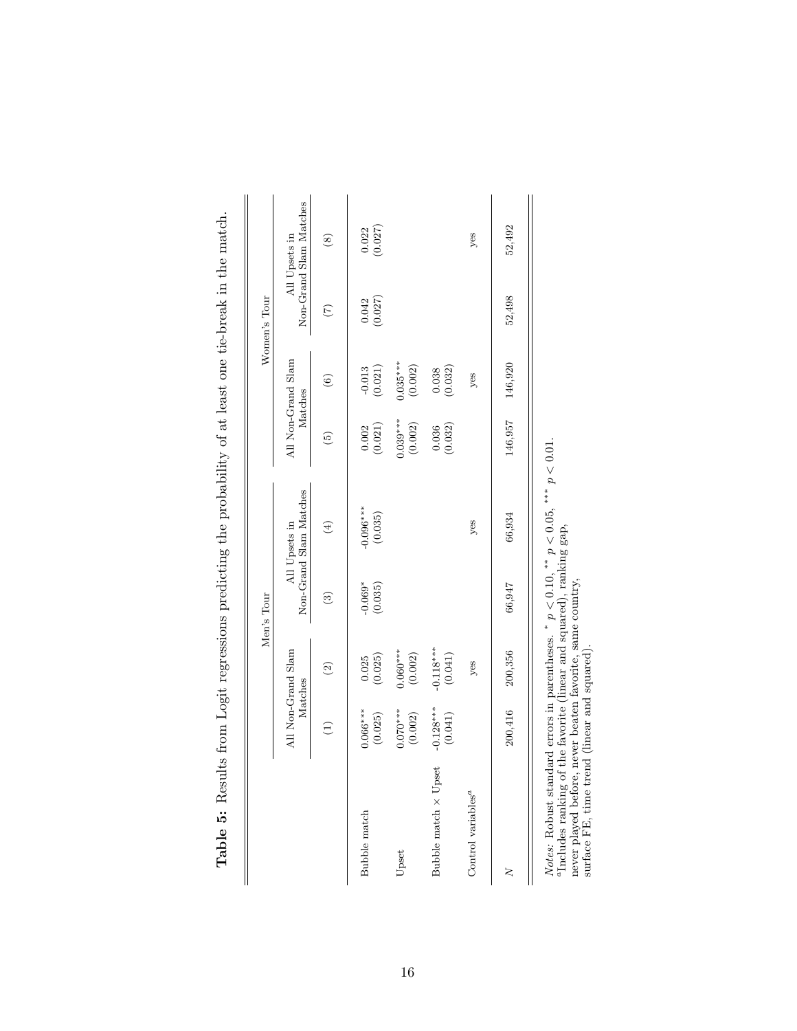**Table 5:** Results from Logit regressions predicting the probability of at least one tie-break in the match.

| | Men's Tour | | | | Women's Tour | | | |
|---|---|---|---|---|---|---|---|---|
| | All Non-Grand Slam Matches | | All Upsets in Non-Grand Slam Matches | | All Non-Grand Slam Matches | | All Upsets in Non-Grand Slam Matches | |
| | (1) | (2) | (3) | (4) | (5) | (6) | (7) | (8) |
| Bubble match | 0.066*** (0.025) | 0.025 (0.025) | -0.069* (0.035) | -0.096*** (0.035) | 0.002 (0.021) | -0.013 (0.021) | 0.042 (0.027) | 0.022 (0.027) |
| Upset | 0.070*** (0.002) | 0.060*** (0.002) | | | 0.039*** (0.002) | 0.035*** (0.002) | | |
| Bubble match × Upset | -0.128*** (0.041) | -0.118*** (0.041) | | | 0.036 (0.032) | 0.038 (0.032) | | |
| Control variables[a] | | yes | | yes | | yes | | yes |
| $N$ | 200,416 | 200,356 | 66,947 | 66,934 | 146,957 | 146,920 | 52,498 | 52,492 |

*Notes*: Robust standard errors in parentheses. * $p < 0.10$, ** $p < 0.05$, *** $p < 0.01$.
[a]Includes ranking of the favorite (linear and squared), ranking gap, never played before, never beaten favorite, same country, surface FE, time trend (linear and squared).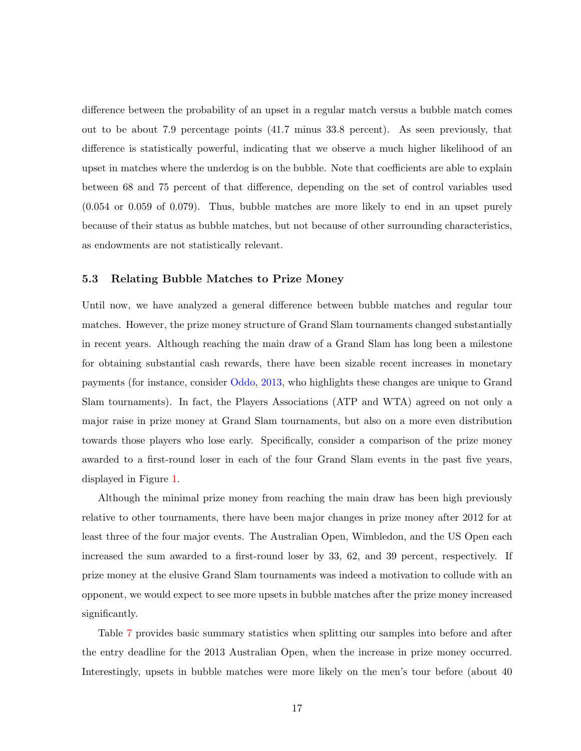difference between the probability of an upset in a regular match versus a bubble match comes out to be about 7.9 percentage points (41.7 minus 33.8 percent). As seen previously, that difference is statistically powerful, indicating that we observe a much higher likelihood of an upset in matches where the underdog is on the bubble. Note that coefficients are able to explain between 68 and 75 percent of that difference, depending on the set of control variables used (0.054 or 0.059 of 0.079). Thus, bubble matches are more likely to end in an upset purely because of their status as bubble matches, but not because of other surrounding characteristics, as endowments are not statistically relevant.

### 5.3 Relating Bubble Matches to Prize Money

Until now, we have analyzed a general difference between bubble matches and regular tour matches. However, the prize money structure of Grand Slam tournaments changed substantially in recent years. Although reaching the main draw of a Grand Slam has long been a milestone for obtaining substantial cash rewards, there have been sizable recent increases in monetary payments (for instance, consider Oddo, 2013, who highlights these changes are unique to Grand Slam tournaments). In fact, the Players Associations (ATP and WTA) agreed on not only a major raise in prize money at Grand Slam tournaments, but also on a more even distribution towards those players who lose early. Specifically, consider a comparison of the prize money awarded to a first-round loser in each of the four Grand Slam events in the past five years, displayed in Figure 1.

Although the minimal prize money from reaching the main draw has been high previously relative to other tournaments, there have been major changes in prize money after 2012 for at least three of the four major events. The Australian Open, Wimbledon, and the US Open each increased the sum awarded to a first-round loser by 33, 62, and 39 percent, respectively. If prize money at the elusive Grand Slam tournaments was indeed a motivation to collude with an opponent, we would expect to see more upsets in bubble matches after the prize money increased significantly.

Table 7 provides basic summary statistics when splitting our samples into before and after the entry deadline for the 2013 Australian Open, when the increase in prize money occurred. Interestingly, upsets in bubble matches were more likely on the men's tour before (about 40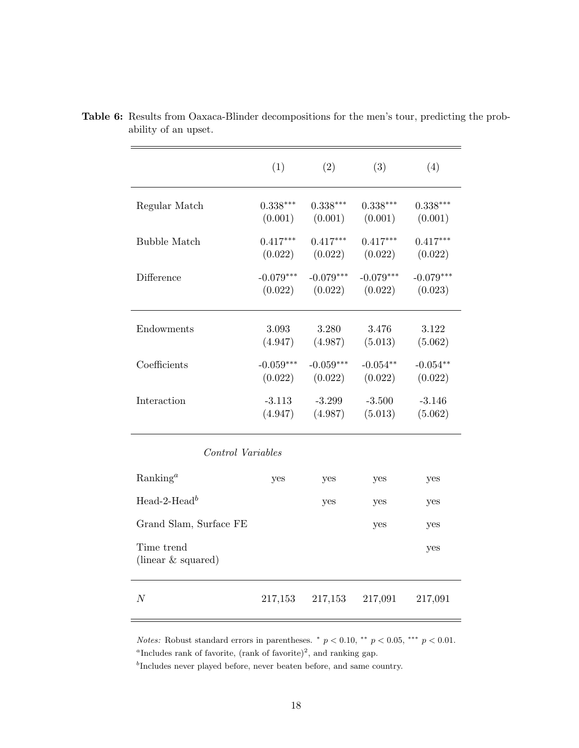**Table 6:** Results from Oaxaca-Blinder decompositions for the men's tour, predicting the probability of an upset.

| | (1) | (2) | (3) | (4) |
|---|---|---|---|---|
| Regular Match | $0.338^{***}$ | $0.338^{***}$ | $0.338^{***}$ | $0.338^{***}$ |
| | (0.001) | (0.001) | (0.001) | (0.001) |
| Bubble Match | $0.417^{***}$ | $0.417^{***}$ | $0.417^{***}$ | $0.417^{***}$ |
| | (0.022) | (0.022) | (0.022) | (0.022) |
| Difference | $-0.079^{***}$ | $-0.079^{***}$ | $-0.079^{***}$ | $-0.079^{***}$ |
| | (0.022) | (0.022) | (0.022) | (0.023) |
| Endowments | 3.093 | 3.280 | 3.476 | 3.122 |
| | (4.947) | (4.987) | (5.013) | (5.062) |
| Coefficients | $-0.059^{***}$ | $-0.059^{***}$ | $-0.054^{**}$ | $-0.054^{**}$ |
| | (0.022) | (0.022) | (0.022) | (0.022) |
| Interaction | -3.113 | -3.299 | -3.500 | -3.146 |
| | (4.947) | (4.987) | (5.013) | (5.062) |
| *Control Variables* | | | | |
| Ranking[a] | yes | yes | yes | yes |
| Head-2-Head[b] | | yes | yes | yes |
| Grand Slam, Surface FE | | | yes | yes |
| Time trend (linear & squared) | | | | yes |
| $N$ | 217,153 | 217,153 | 217,091 | 217,091 |

*Notes:* Robust standard errors in parentheses. $^{*}$ $p < 0.10$, $^{**}$ $p < 0.05$, $^{***}$ $p < 0.01$.
[a]Includes rank of favorite, (rank of favorite)$^2$, and ranking gap.
[b]Includes never played before, never beaten before, and same country.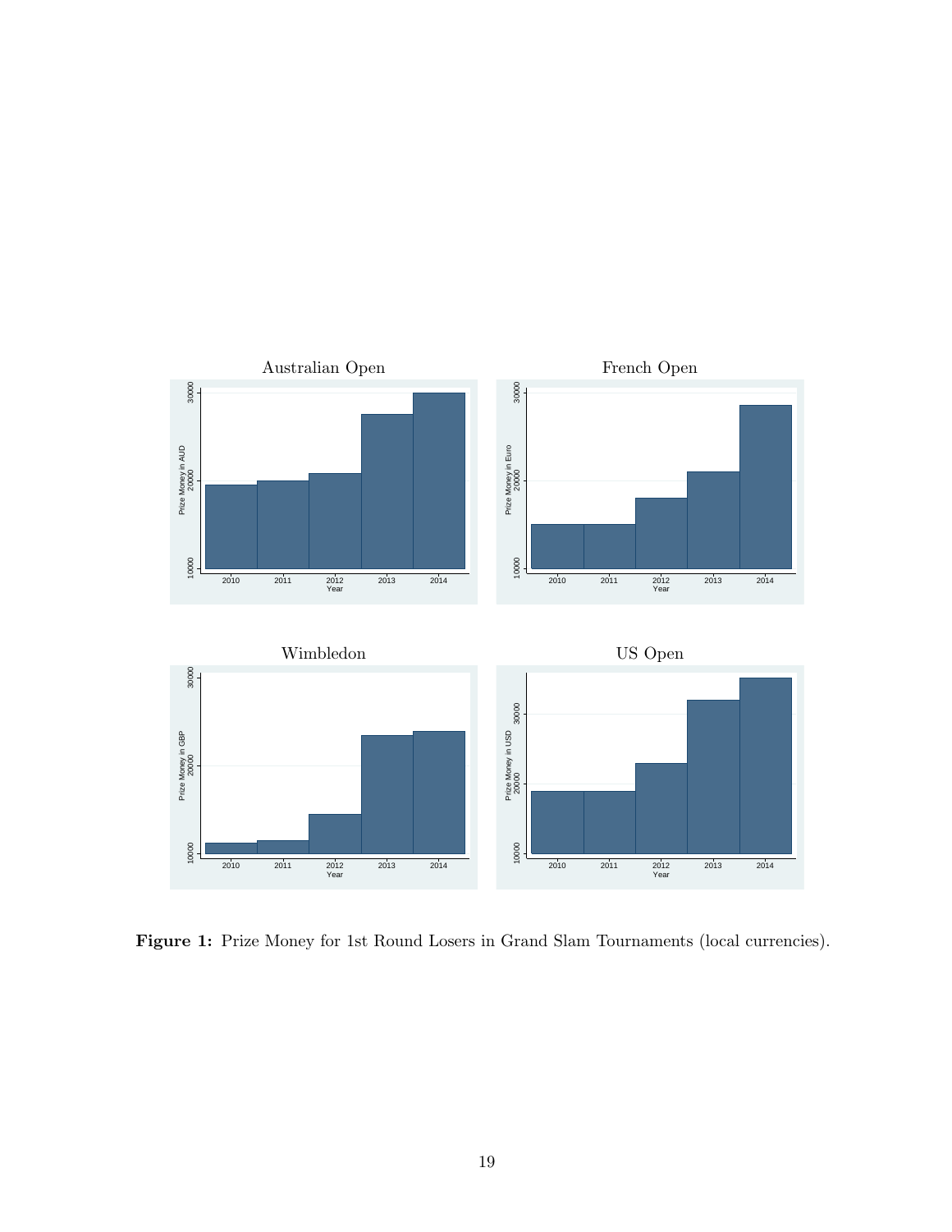Figure 1: Prize Money for 1st Round Losers in Grand Slam Tournaments (local currencies).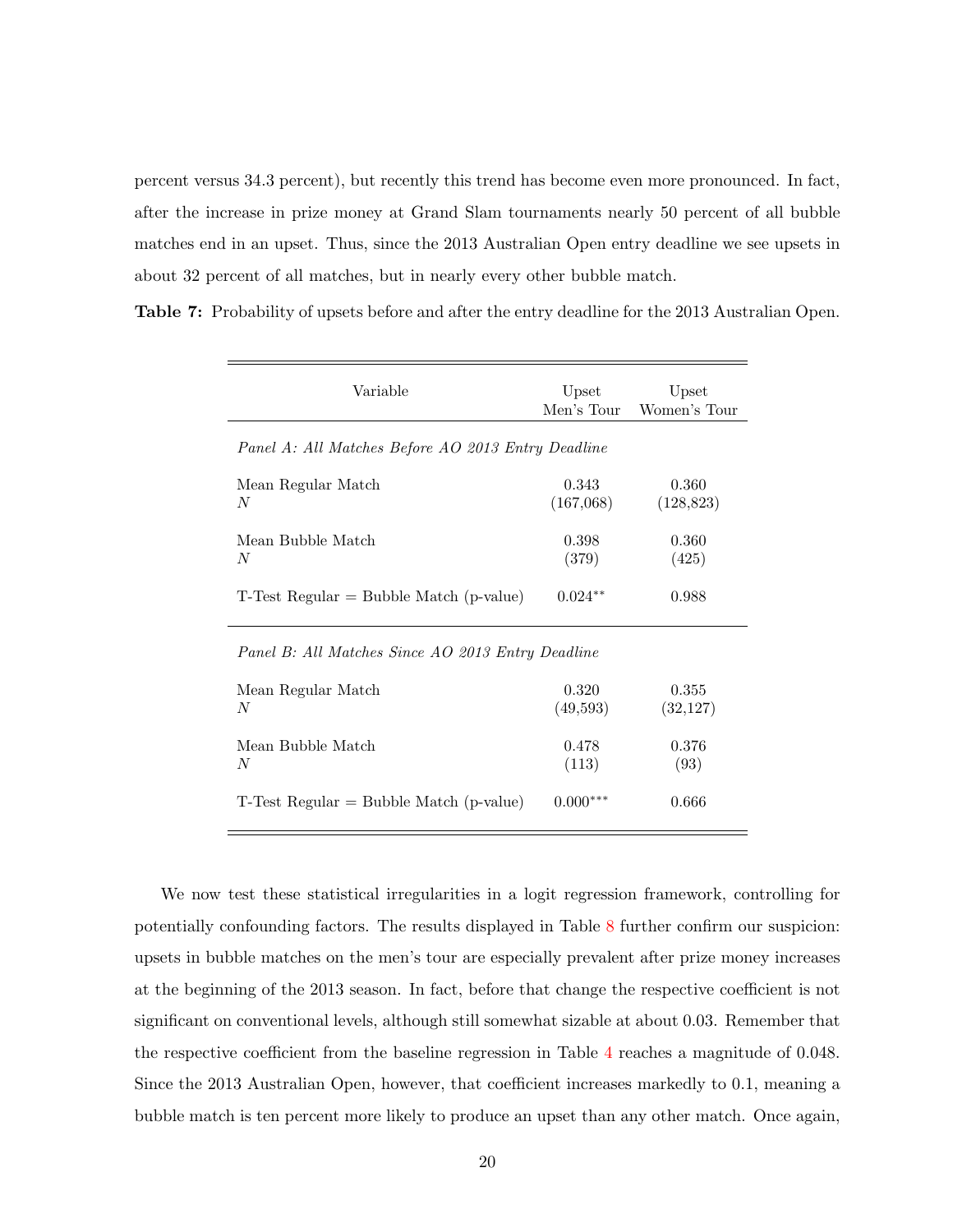percent versus 34.3 percent), but recently this trend has become even more pronounced. In fact, after the increase in prize money at Grand Slam tournaments nearly 50 percent of all bubble matches end in an upset. Thus, since the 2013 Australian Open entry deadline we see upsets in about 32 percent of all matches, but in nearly every other bubble match.

**Table 7:** Probability of upsets before and after the entry deadline for the 2013 Australian Open.

| Variable | Upset Men's Tour | Upset Women's Tour |
|---|---|---|
| *Panel A: All Matches Before AO 2013 Entry Deadline* | | |
| Mean Regular Match | 0.343 | 0.360 |
| $N$ | (167,068) | (128,823) |
| Mean Bubble Match | 0.398 | 0.360 |
| $N$ | (379) | (425) |
| T-Test Regular = Bubble Match (p-value) | 0.024** | 0.988 |
| *Panel B: All Matches Since AO 2013 Entry Deadline* | | |
| Mean Regular Match | 0.320 | 0.355 |
| $N$ | (49,593) | (32,127) |
| Mean Bubble Match | 0.478 | 0.376 |
| $N$ | (113) | (93) |
| T-Test Regular = Bubble Match (p-value) | 0.000*** | 0.666 |

We now test these statistical irregularities in a logit regression framework, controlling for potentially confounding factors. The results displayed in Table 8 further confirm our suspicion: upsets in bubble matches on the men's tour are especially prevalent after prize money increases at the beginning of the 2013 season. In fact, before that change the respective coefficient is not significant on conventional levels, although still somewhat sizable at about 0.03. Remember that the respective coefficient from the baseline regression in Table 4 reaches a magnitude of 0.048. Since the 2013 Australian Open, however, that coefficient increases markedly to 0.1, meaning a bubble match is ten percent more likely to produce an upset than any other match. Once again,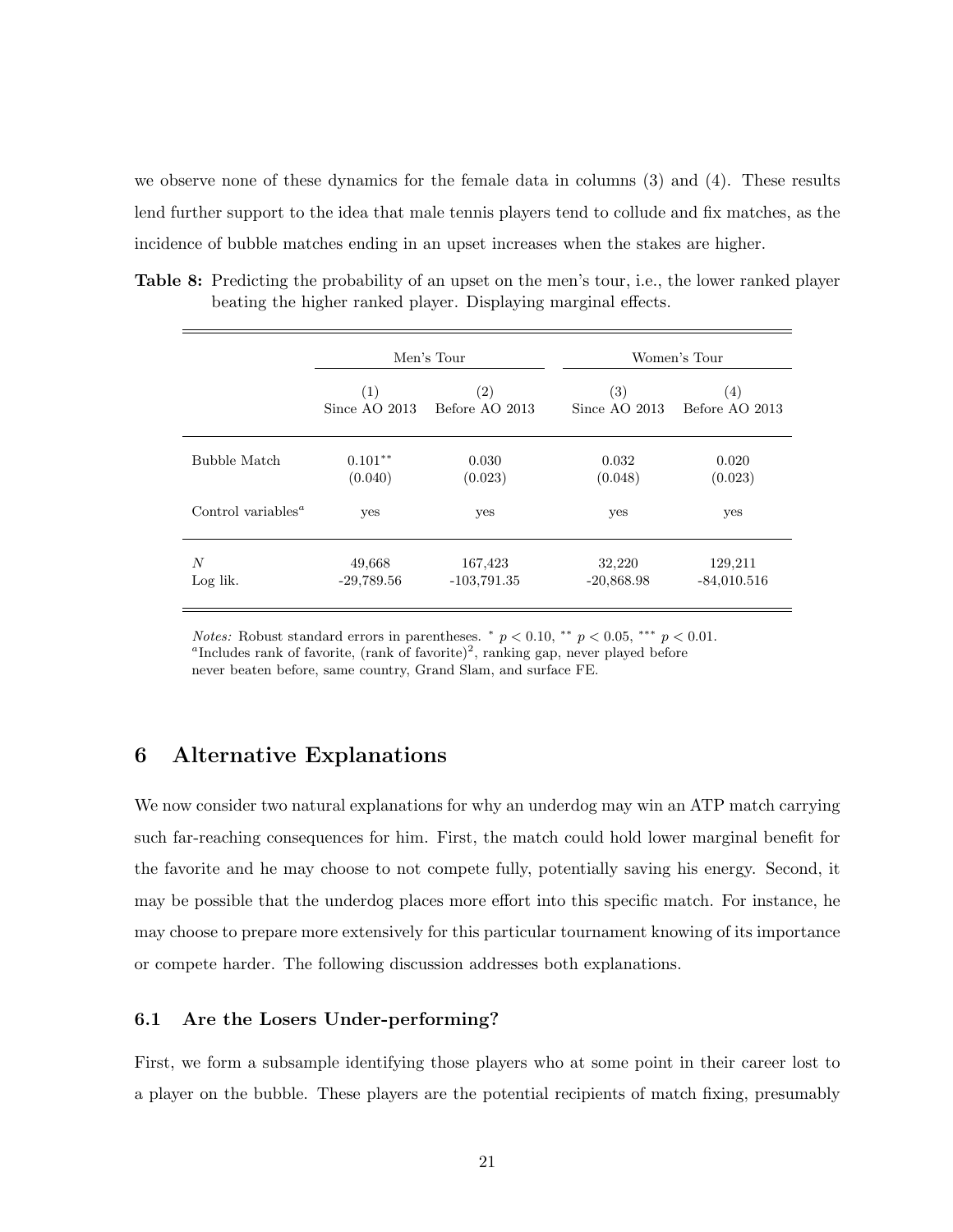we observe none of these dynamics for the female data in columns (3) and (4). These results lend further support to the idea that male tennis players tend to collude and fix matches, as the incidence of bubble matches ending in an upset increases when the stakes are higher.

**Table 8:** Predicting the probability of an upset on the men's tour, i.e., the lower ranked player beating the higher ranked player. Displaying marginal effects.

| | Men's Tour | | Women's Tour | |
|---|---|---|---|---|
| | (1) Since AO 2013 | (2) Before AO 2013 | (3) Since AO 2013 | (4) Before AO 2013 |
| Bubble Match | $0.101^{**}$ | 0.030 | 0.032 | 0.020 |
| | (0.040) | (0.023) | (0.048) | (0.023) |
| Control variables[a] | yes | yes | yes | yes |
| $N$ | 49,668 | 167,423 | 32,220 | 129,211 |
| Log lik. | -29,789.56 | -103,791.35 | -20,868.98 | -84,010.516 |

*Notes:* Robust standard errors in parentheses. $^{*}$ $p < 0.10$, $^{**}$ $p < 0.05$, $^{***}$ $p < 0.01$.
[a]Includes rank of favorite, (rank of favorite)$^2$, ranking gap, never played before never beaten before, same country, Grand Slam, and surface FE.

## 6 Alternative Explanations

We now consider two natural explanations for why an underdog may win an ATP match carrying such far-reaching consequences for him. First, the match could hold lower marginal benefit for the favorite and he may choose to not compete fully, potentially saving his energy. Second, it may be possible that the underdog places more effort into this specific match. For instance, he may choose to prepare more extensively for this particular tournament knowing of its importance or compete harder. The following discussion addresses both explanations.

### 6.1 Are the Losers Under-performing?

First, we form a subsample identifying those players who at some point in their career lost to a player on the bubble. These players are the potential recipients of match fixing, presumably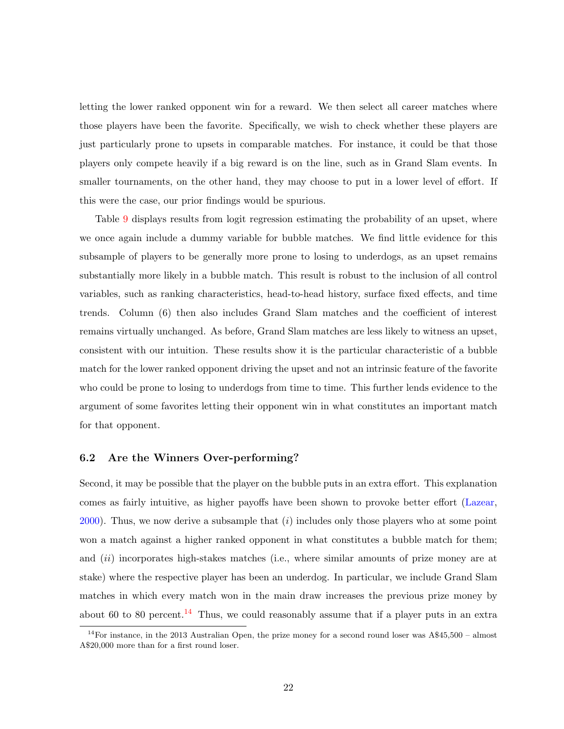letting the lower ranked opponent win for a reward. We then select all career matches where those players have been the favorite. Specifically, we wish to check whether these players are just particularly prone to upsets in comparable matches. For instance, it could be that those players only compete heavily if a big reward is on the line, such as in Grand Slam events. In smaller tournaments, on the other hand, they may choose to put in a lower level of effort. If this were the case, our prior findings would be spurious.

Table 9 displays results from logit regression estimating the probability of an upset, where we once again include a dummy variable for bubble matches. We find little evidence for this subsample of players to be generally more prone to losing to underdogs, as an upset remains substantially more likely in a bubble match. This result is robust to the inclusion of all control variables, such as ranking characteristics, head-to-head history, surface fixed effects, and time trends. Column (6) then also includes Grand Slam matches and the coefficient of interest remains virtually unchanged. As before, Grand Slam matches are less likely to witness an upset, consistent with our intuition. These results show it is the particular characteristic of a bubble match for the lower ranked opponent driving the upset and not an intrinsic feature of the favorite who could be prone to losing to underdogs from time to time. This further lends evidence to the argument of some favorites letting their opponent win in what constitutes an important match for that opponent.

### 6.2 Are the Winners Over-performing?

Second, it may be possible that the player on the bubble puts in an extra effort. This explanation comes as fairly intuitive, as higher payoffs have been shown to provoke better effort (Lazear, 2000). Thus, we now derive a subsample that (*i*) includes only those players who at some point won a match against a higher ranked opponent in what constitutes a bubble match for them; and (*ii*) incorporates high-stakes matches (i.e., where similar amounts of prize money are at stake) where the respective player has been an underdog. In particular, we include Grand Slam matches in which every match won in the main draw increases the previous prize money by about 60 to 80 percent.[14] Thus, we could reasonably assume that if a player puts in an extra

[14] For instance, in the 2013 Australian Open, the prize money for a second round loser was A$45,500 – almost A$20,000 more than for a first round loser.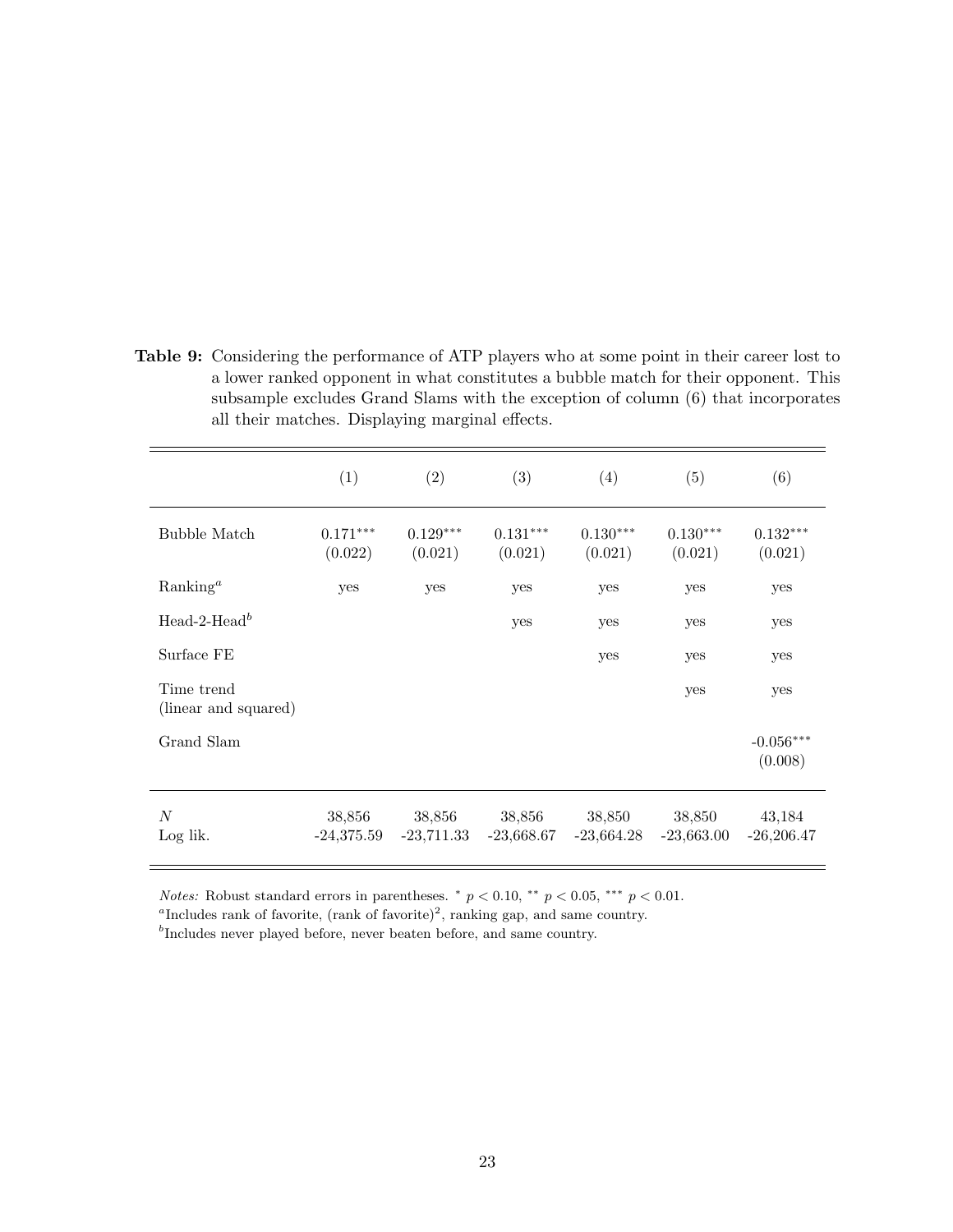**Table 9:** Considering the performance of ATP players who at some point in their career lost to a lower ranked opponent in what constitutes a bubble match for their opponent. This subsample excludes Grand Slams with the exception of column (6) that incorporates all their matches. Displaying marginal effects.

| | (1) | (2) | (3) | (4) | (5) | (6) |
|---|---|---|---|---|---|---|
| Bubble Match | $0.171^{***}$ | $0.129^{***}$ | $0.131^{***}$ | $0.130^{***}$ | $0.130^{***}$ | $0.132^{***}$ |
| | (0.022) | (0.021) | (0.021) | (0.021) | (0.021) | (0.021) |
| Ranking[a] | yes | yes | yes | yes | yes | yes |
| Head-2-Head[b] | | | yes | yes | yes | yes |
| Surface FE | | | | yes | yes | yes |
| Time trend (linear and squared) | | | | | yes | yes |
| Grand Slam | | | | | | $-0.056^{***}$ |
| | | | | | | (0.008) |
| $N$ | 38,856 | 38,856 | 38,856 | 38,850 | 38,850 | 43,184 |
| Log lik. | -24,375.59 | -23,711.33 | -23,668.67 | -23,664.28 | -23,663.00 | -26,206.47 |

*Notes:* Robust standard errors in parentheses. $^{*}$ $p < 0.10$, $^{**}$ $p < 0.05$, $^{***}$ $p < 0.01$.

[a]Includes rank of favorite, (rank of favorite)$^2$, ranking gap, and same country.

[b]Includes never played before, never beaten before, and same country.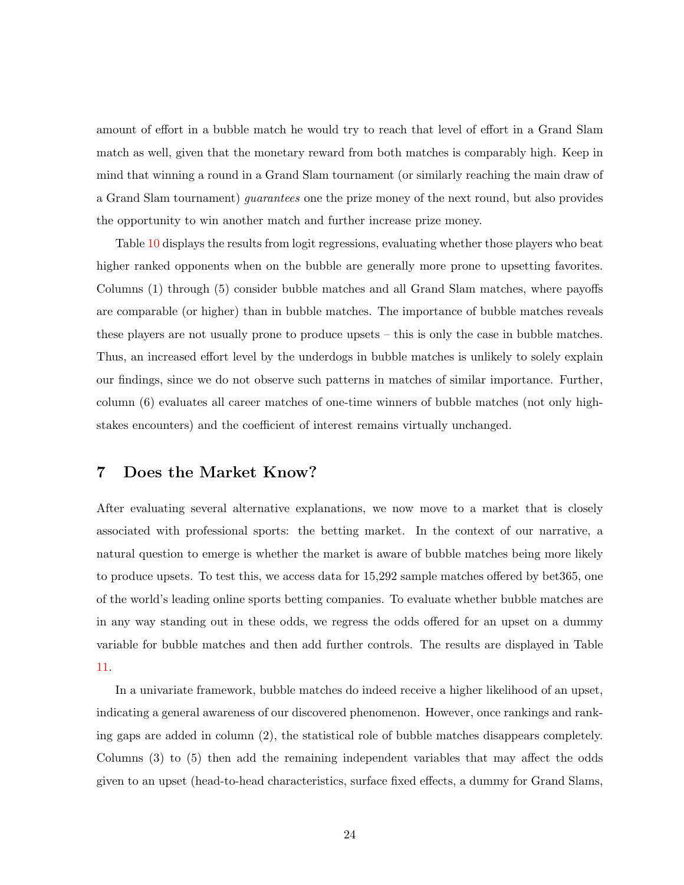amount of effort in a bubble match he would try to reach that level of effort in a Grand Slam match as well, given that the monetary reward from both matches is comparably high. Keep in mind that winning a round in a Grand Slam tournament (or similarly reaching the main draw of a Grand Slam tournament) *guarantees* one the prize money of the next round, but also provides the opportunity to win another match and further increase prize money.

Table 10 displays the results from logit regressions, evaluating whether those players who beat higher ranked opponents when on the bubble are generally more prone to upsetting favorites. Columns (1) through (5) consider bubble matches and all Grand Slam matches, where payoffs are comparable (or higher) than in bubble matches. The importance of bubble matches reveals these players are not usually prone to produce upsets – this is only the case in bubble matches. Thus, an increased effort level by the underdogs in bubble matches is unlikely to solely explain our findings, since we do not observe such patterns in matches of similar importance. Further, column (6) evaluates all career matches of one-time winners of bubble matches (not only high-stakes encounters) and the coefficient of interest remains virtually unchanged.

## 7 Does the Market Know?

After evaluating several alternative explanations, we now move to a market that is closely associated with professional sports: the betting market. In the context of our narrative, a natural question to emerge is whether the market is aware of bubble matches being more likely to produce upsets. To test this, we access data for 15,292 sample matches offered by bet365, one of the world's leading online sports betting companies. To evaluate whether bubble matches are in any way standing out in these odds, we regress the odds offered for an upset on a dummy variable for bubble matches and then add further controls. The results are displayed in Table 11.

In a univariate framework, bubble matches do indeed receive a higher likelihood of an upset, indicating a general awareness of our discovered phenomenon. However, once rankings and ranking gaps are added in column (2), the statistical role of bubble matches disappears completely. Columns (3) to (5) then add the remaining independent variables that may affect the odds given to an upset (head-to-head characteristics, surface fixed effects, a dummy for Grand Slams,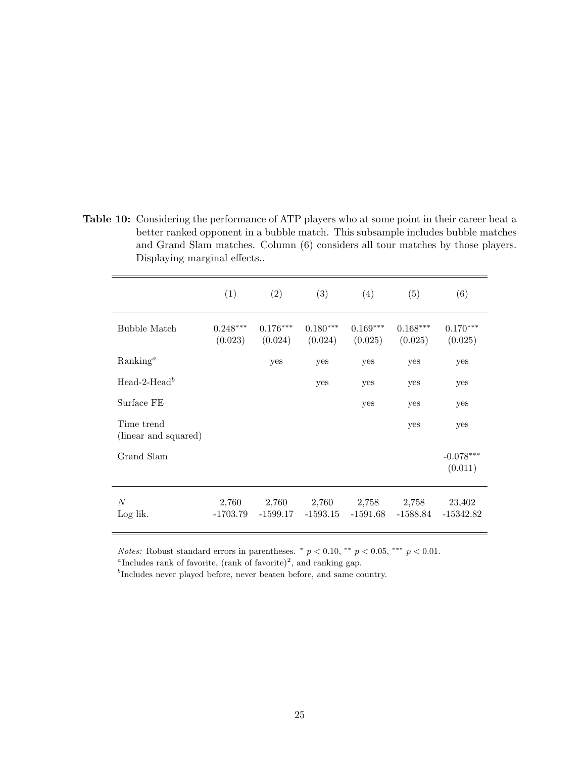**Table 10:** Considering the performance of ATP players who at some point in their career beat a better ranked opponent in a bubble match. This subsample includes bubble matches and Grand Slam matches. Column (6) considers all tour matches by those players. Displaying marginal effects..

| | (1) | (2) | (3) | (4) | (5) | (6) |
|---|---|---|---|---|---|---|
| Bubble Match | $0.248^{***}$ | $0.176^{***}$ | $0.180^{***}$ | $0.169^{***}$ | $0.168^{***}$ | $0.170^{***}$ |
| | (0.023) | (0.024) | (0.024) | (0.025) | (0.025) | (0.025) |
| Ranking[a] | | yes | yes | yes | yes | yes |
| Head-2-Head[b] | | | yes | yes | yes | yes |
| Surface FE | | | | yes | yes | yes |
| Time trend (linear and squared) | | | | | yes | yes |
| Grand Slam | | | | | | $-0.078^{***}$ |
| | | | | | | (0.011) |
| $N$ | 2,760 | 2,760 | 2,760 | 2,758 | 2,758 | 23,402 |
| Log lik. | -1703.79 | -1599.17 | -1593.15 | -1591.68 | -1588.84 | -15342.82 |

*Notes:* Robust standard errors in parentheses. $^{*}$ $p < 0.10$, $^{**}$ $p < 0.05$, $^{***}$ $p < 0.01$.

[a] Includes rank of favorite, (rank of favorite)$^2$, and ranking gap.

[b] Includes never played before, never beaten before, and same country.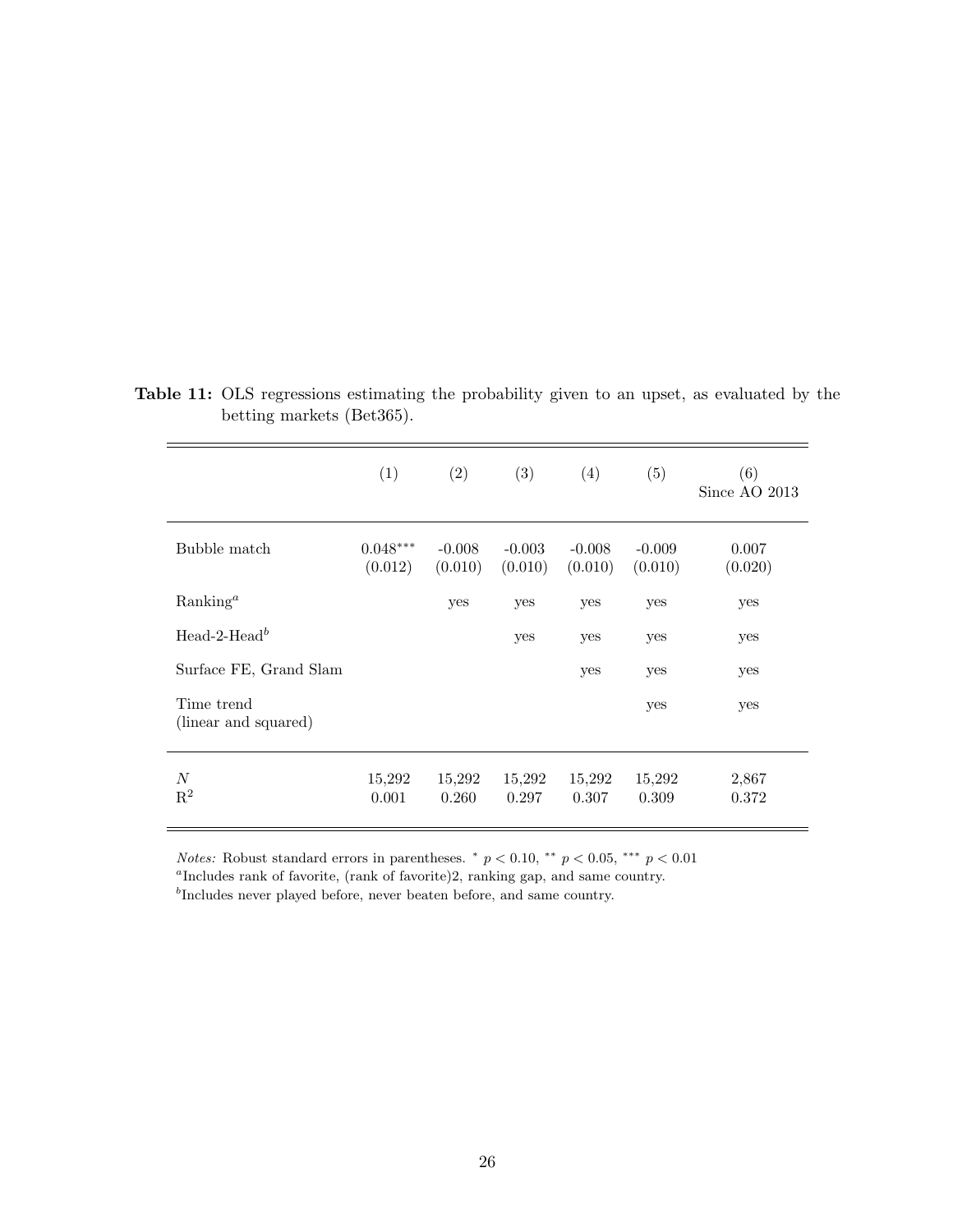**Table 11:** OLS regressions estimating the probability given to an upset, as evaluated by the betting markets (Bet365).

| | (1) | (2) | (3) | (4) | (5) | (6) Since AO 2013 |
|---|---|---|---|---|---|---|
| Bubble match | $0.048^{***}$ (0.012) | -0.008 (0.010) | -0.003 (0.010) | -0.008 (0.010) | -0.009 (0.010) | 0.007 (0.020) |
| Ranking[a] | | yes | yes | yes | yes | yes |
| Head-2-Head[b] | | | yes | yes | yes | yes |
| Surface FE, Grand Slam | | | | yes | yes | yes |
| Time trend (linear and squared) | | | | | yes | yes |
| $N$ | 15,292 | 15,292 | 15,292 | 15,292 | 15,292 | 2,867 |
| $R^2$ | 0.001 | 0.260 | 0.297 | 0.307 | 0.309 | 0.372 |

*Notes:* Robust standard errors in parentheses. $^{*}$ $p < 0.10$, $^{**}$ $p < 0.05$, $^{***}$ $p < 0.01$
[a]Includes rank of favorite, (rank of favorite)2, ranking gap, and same country.
[b]Includes never played before, never beaten before, and same country.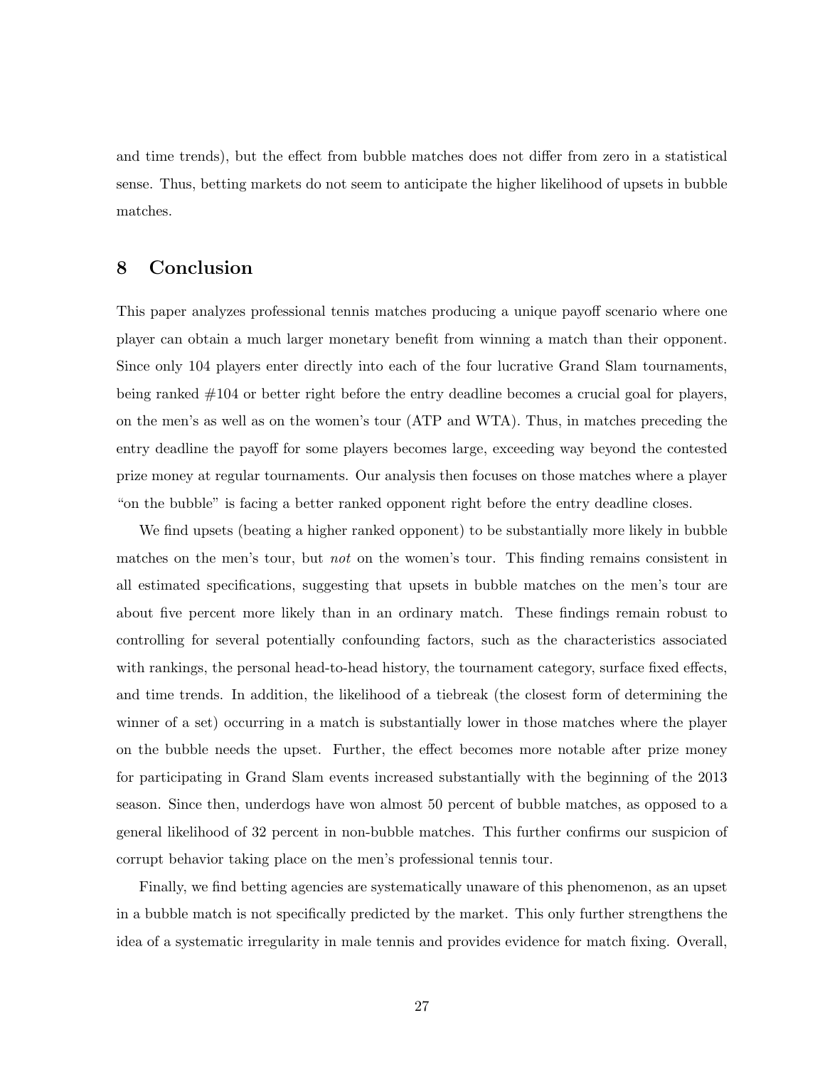and time trends), but the effect from bubble matches does not differ from zero in a statistical sense. Thus, betting markets do not seem to anticipate the higher likelihood of upsets in bubble matches.

## 8 Conclusion

This paper analyzes professional tennis matches producing a unique payoff scenario where one player can obtain a much larger monetary benefit from winning a match than their opponent. Since only 104 players enter directly into each of the four lucrative Grand Slam tournaments, being ranked #104 or better right before the entry deadline becomes a crucial goal for players, on the men's as well as on the women's tour (ATP and WTA). Thus, in matches preceding the entry deadline the payoff for some players becomes large, exceeding way beyond the contested prize money at regular tournaments. Our analysis then focuses on those matches where a player "on the bubble" is facing a better ranked opponent right before the entry deadline closes.

We find upsets (beating a higher ranked opponent) to be substantially more likely in bubble matches on the men's tour, but *not* on the women's tour. This finding remains consistent in all estimated specifications, suggesting that upsets in bubble matches on the men's tour are about five percent more likely than in an ordinary match. These findings remain robust to controlling for several potentially confounding factors, such as the characteristics associated with rankings, the personal head-to-head history, the tournament category, surface fixed effects, and time trends. In addition, the likelihood of a tiebreak (the closest form of determining the winner of a set) occurring in a match is substantially lower in those matches where the player on the bubble needs the upset. Further, the effect becomes more notable after prize money for participating in Grand Slam events increased substantially with the beginning of the 2013 season. Since then, underdogs have won almost 50 percent of bubble matches, as opposed to a general likelihood of 32 percent in non-bubble matches. This further confirms our suspicion of corrupt behavior taking place on the men's professional tennis tour.

Finally, we find betting agencies are systematically unaware of this phenomenon, as an upset in a bubble match is not specifically predicted by the market. This only further strengthens the idea of a systematic irregularity in male tennis and provides evidence for match fixing. Overall,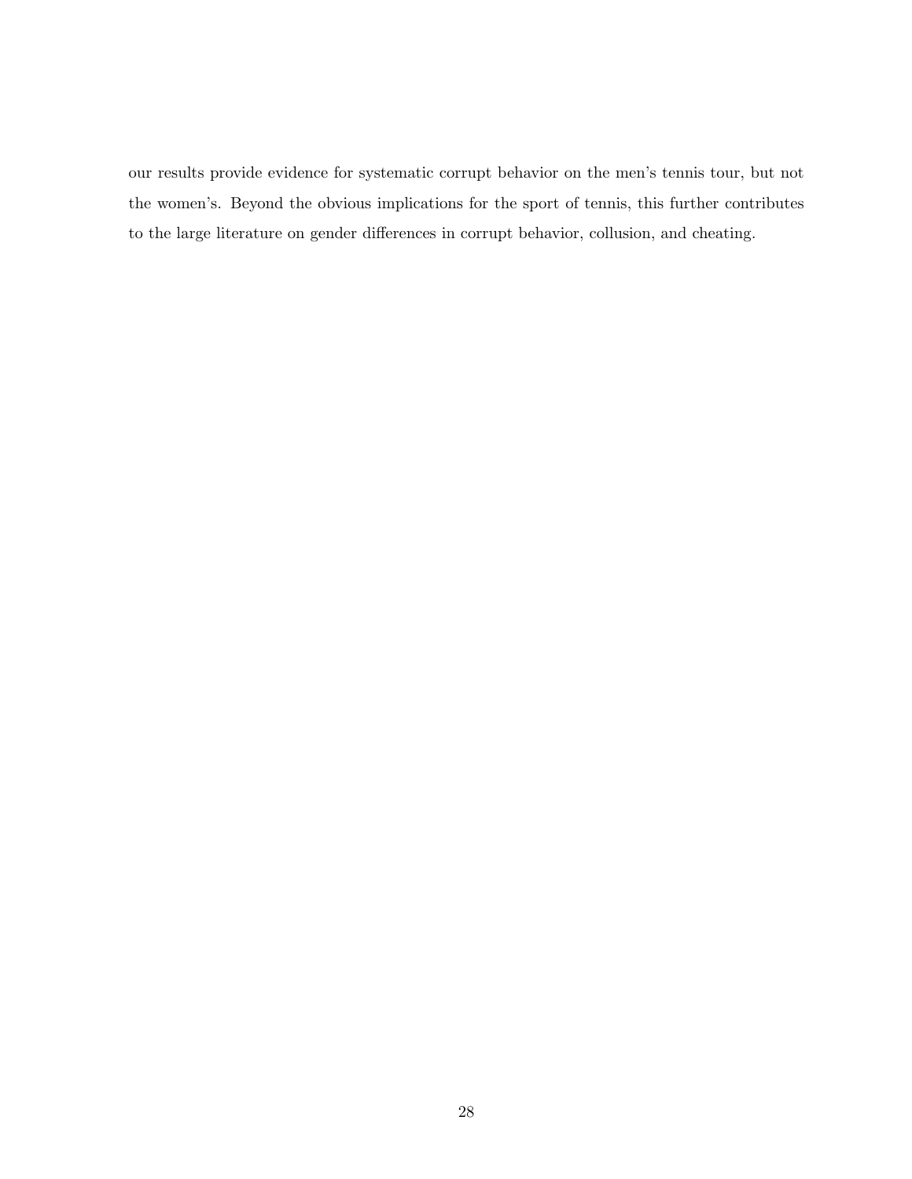our results provide evidence for systematic corrupt behavior on the men's tennis tour, but not the women's. Beyond the obvious implications for the sport of tennis, this further contributes to the large literature on gender differences in corrupt behavior, collusion, and cheating.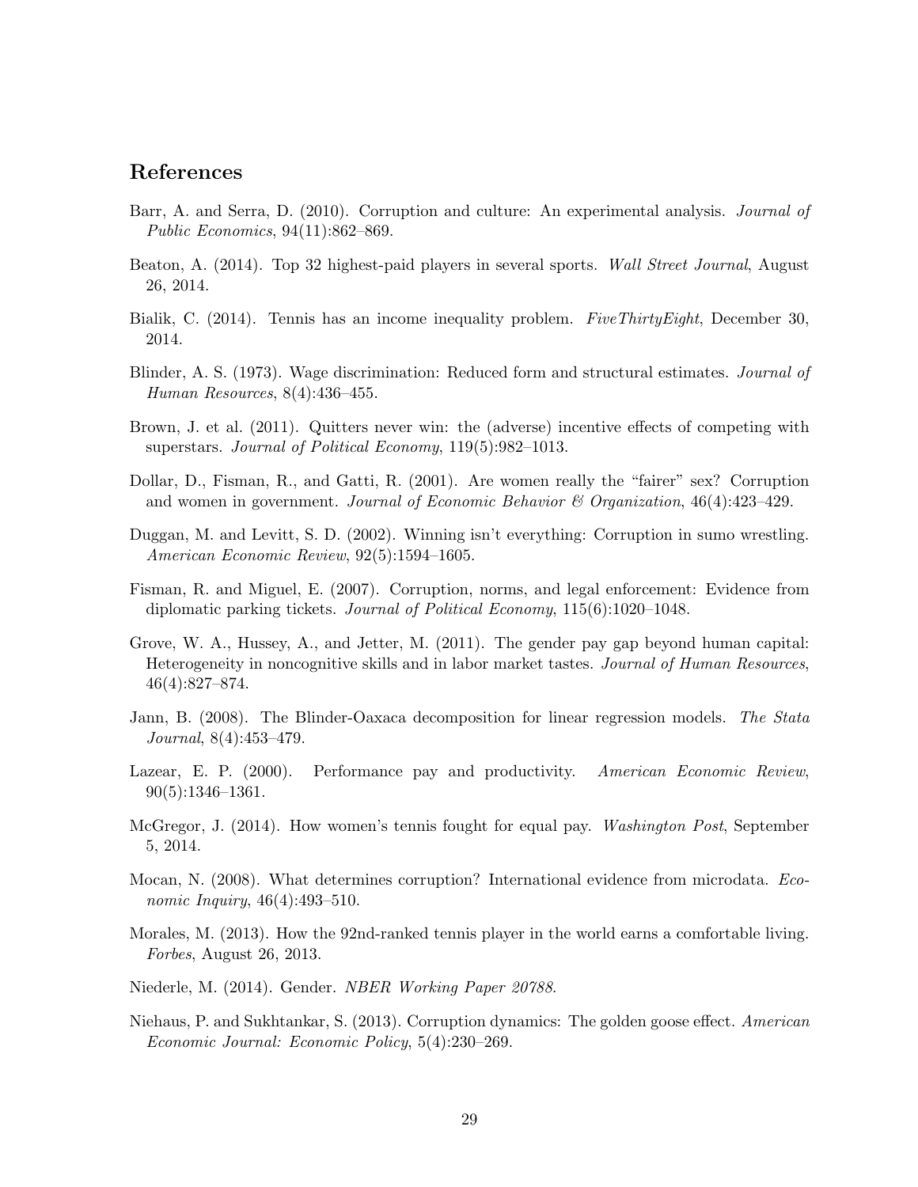## References

Barr, A. and Serra, D. (2010). Corruption and culture: An experimental analysis. *Journal of Public Economics*, 94(11):862–869.

Beaton, A. (2014). Top 32 highest-paid players in several sports. *Wall Street Journal*, August 26, 2014.

Bialik, C. (2014). Tennis has an income inequality problem. *FiveThirtyEight*, December 30, 2014.

Blinder, A. S. (1973). Wage discrimination: Reduced form and structural estimates. *Journal of Human Resources*, 8(4):436–455.

Brown, J. et al. (2011). Quitters never win: the (adverse) incentive effects of competing with superstars. *Journal of Political Economy*, 119(5):982–1013.

Dollar, D., Fisman, R., and Gatti, R. (2001). Are women really the "fairer" sex? Corruption and women in government. *Journal of Economic Behavior & Organization*, 46(4):423–429.

Duggan, M. and Levitt, S. D. (2002). Winning isn't everything: Corruption in sumo wrestling. *American Economic Review*, 92(5):1594–1605.

Fisman, R. and Miguel, E. (2007). Corruption, norms, and legal enforcement: Evidence from diplomatic parking tickets. *Journal of Political Economy*, 115(6):1020–1048.

Grove, W. A., Hussey, A., and Jetter, M. (2011). The gender pay gap beyond human capital: Heterogeneity in noncognitive skills and in labor market tastes. *Journal of Human Resources*, 46(4):827–874.

Jann, B. (2008). The Blinder-Oaxaca decomposition for linear regression models. *The Stata Journal*, 8(4):453–479.

Lazear, E. P. (2000). Performance pay and productivity. *American Economic Review*, 90(5):1346–1361.

McGregor, J. (2014). How women's tennis fought for equal pay. *Washington Post*, September 5, 2014.

Mocan, N. (2008). What determines corruption? International evidence from microdata. *Economic Inquiry*, 46(4):493–510.

Morales, M. (2013). How the 92nd-ranked tennis player in the world earns a comfortable living. *Forbes*, August 26, 2013.

Niederle, M. (2014). Gender. *NBER Working Paper 20788*.

Niehaus, P. and Sukhtankar, S. (2013). Corruption dynamics: The golden goose effect. *American Economic Journal: Economic Policy*, 5(4):230–269.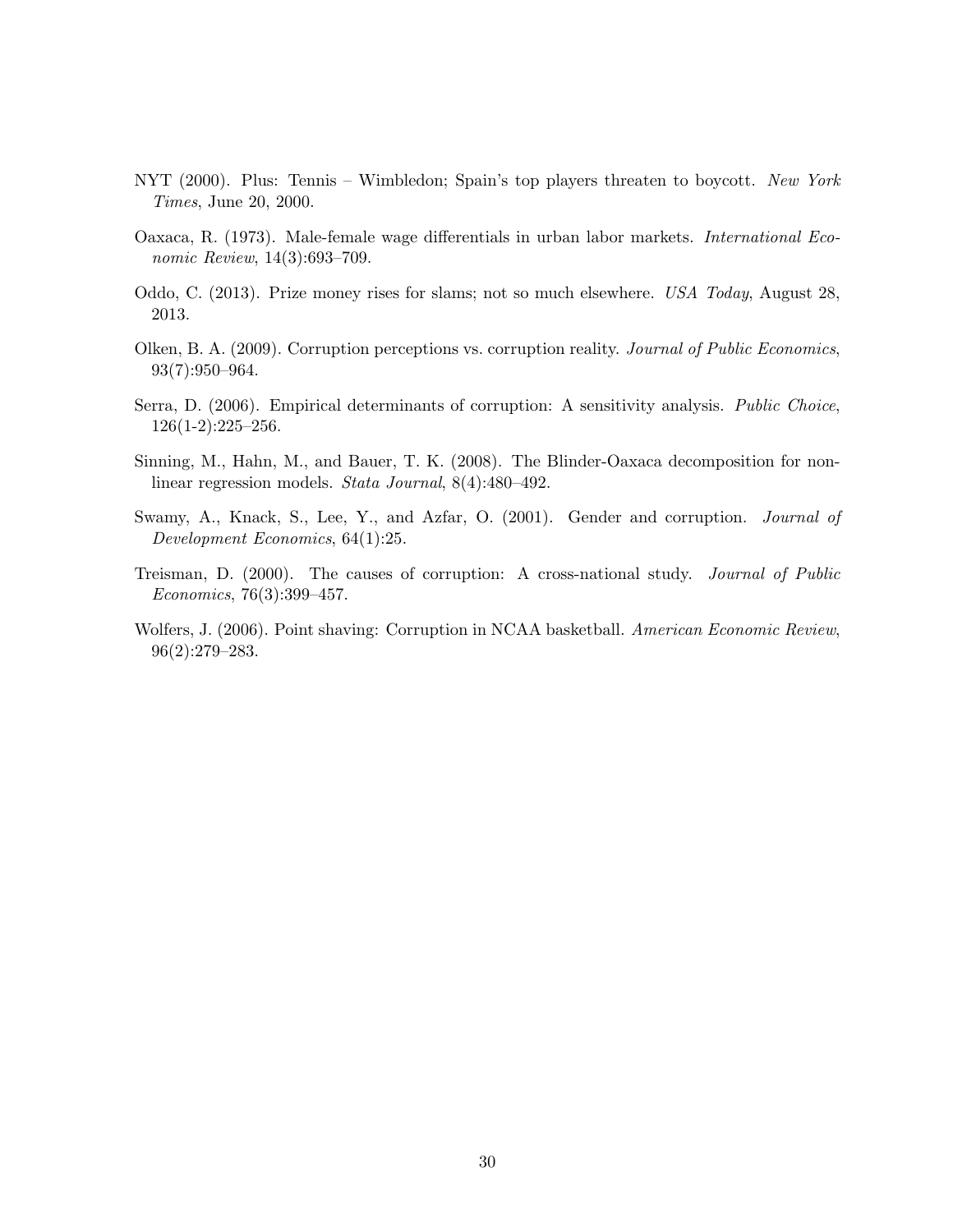NYT (2000). Plus: Tennis – Wimbledon; Spain's top players threaten to boycott. *New York Times*, June 20, 2000.

Oaxaca, R. (1973). Male-female wage differentials in urban labor markets. *International Economic Review*, 14(3):693–709.

Oddo, C. (2013). Prize money rises for slams; not so much elsewhere. *USA Today*, August 28, 2013.

Olken, B. A. (2009). Corruption perceptions vs. corruption reality. *Journal of Public Economics*, 93(7):950–964.

Serra, D. (2006). Empirical determinants of corruption: A sensitivity analysis. *Public Choice*, 126(1-2):225–256.

Sinning, M., Hahn, M., and Bauer, T. K. (2008). The Blinder-Oaxaca decomposition for non-linear regression models. *Stata Journal*, 8(4):480–492.

Swamy, A., Knack, S., Lee, Y., and Azfar, O. (2001). Gender and corruption. *Journal of Development Economics*, 64(1):25.

Treisman, D. (2000). The causes of corruption: A cross-national study. *Journal of Public Economics*, 76(3):399–457.

Wolfers, J. (2006). Point shaving: Corruption in NCAA basketball. *American Economic Review*, 96(2):279–283.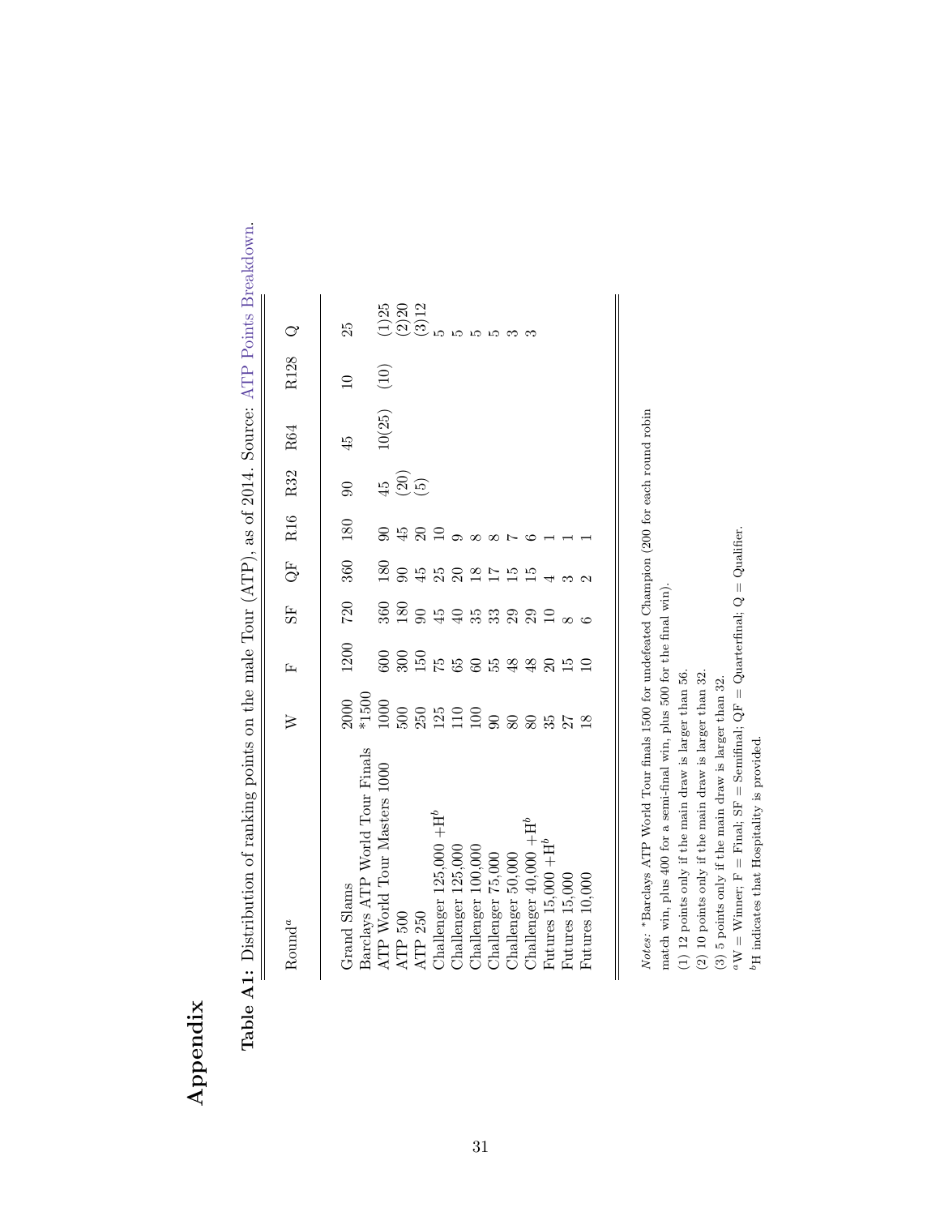# Appendix

**Table A1:** Distribution of ranking points on the male Tour (ATP), as of 2014. Source: ATP Points Breakdown.

| Round[a] | W | F | SF | QF | R16 | R32 | R64 | R128 | Q |
|---|---|---|---|---|---|---|---|---|---|
| Grand Slams | 2000 | 1200 | 720 | 360 | 180 | 90 | 45 | 10 | 25 |
| Barclays ATP World Tour Finals | *1500 | | | | | | | | |
| ATP World Tour Masters 1000 | 1000 | 600 | 360 | 180 | 90 | 45 | 10(25) | (10) | (1)25 |
| ATP 500 | 500 | 300 | 180 | 90 | 45 | (20) | | | (2)20 |
| ATP 250 | 250 | 150 | 90 | 45 | 20 | (5) | | | (3)12 |
| Challenger 125,000 +H[b] | 125 | 75 | 45 | 25 | 10 | | | | 5 |
| Challenger 125,000 | 110 | 65 | 40 | 20 | 9 | | | | 5 |
| Challenger 100,000 | 100 | 60 | 35 | 18 | 8 | | | | 5 |
| Challenger 75,000 | 90 | 55 | 33 | 17 | 8 | | | | 5 |
| Challenger 50,000 | 80 | 48 | 29 | 15 | 7 | | | | 3 |
| Challenger 40,000 +H[b] | 80 | 48 | 29 | 15 | 6 | | | | 3 |
| Futures 15,000 +H[b] | 35 | 20 | 10 | 4 | 1 | | | | |
| Futures 15,000 | 27 | 15 | 8 | 3 | 1 | | | | |
| Futures 10,000 | 18 | 10 | 6 | 2 | 1 | | | | |

*Notes*: *Barclays ATP World Tour finals 1500 for undefeated Champion (200 for each round robin match win, plus 400 for a semi-final win, plus 500 for the final win).
(1) 12 points only if the main draw is larger than 56.
(2) 10 points only if the main draw is larger than 32.
(3) 5 points only if the main draw is larger than 32.
[a]W = Winner; F = Final; SF = Semifinal; QF = Quarterfinal; Q = Qualifier.
[b]H indicates that Hospitality is provided.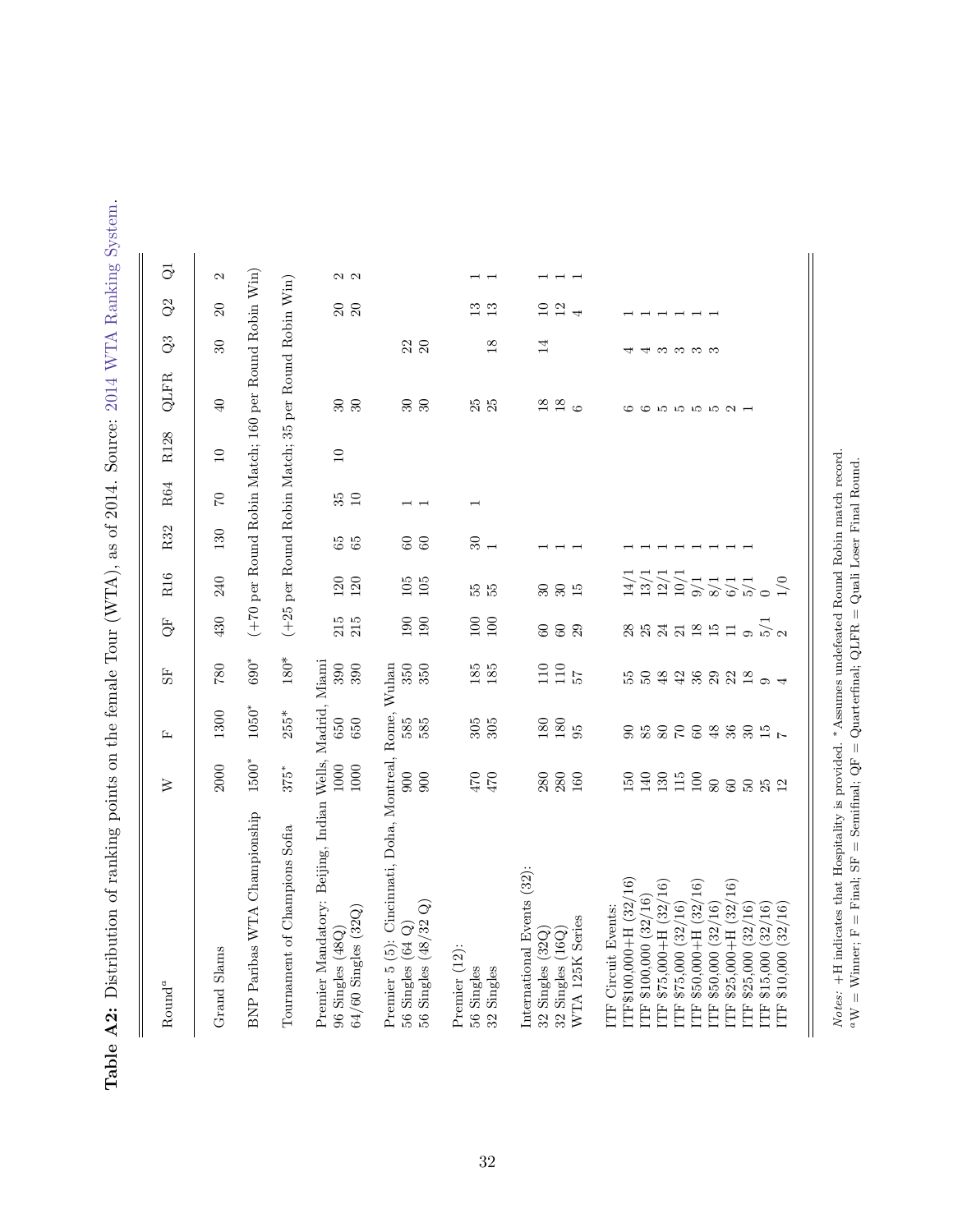**Table A2:** Distribution of ranking points on the female Tour (WTA), as of 2014. Source: 2014 WTA Ranking System.

| Round[a] | W | F | SF | QF | R16 | R32 | R64 | R128 | QLFR | Q3 | Q2 | Q1 |
|---|---|---|---|---|---|---|---|---|---|---|---|---|
| Grand Slams | 2000 | 1300 | 780 | 430 | 240 | 130 | 70 | 10 | 40 | 30 | 20 | 2 |
| BNP Paribas WTA Championship | 1500* | 1050* | 690* | (+70 per Round Robin Match; 160 per Round Robin Win) | | | | | | | | |
| Tournament of Champions Sofia | 375* | 255* | 180* | (+25 per Round Robin Match; 35 per Round Robin Win) | | | | | | | | |
| Premier Mandatory: Beijing, Indian Wells, Madrid, Miami | | | | | | | | | | | | |
| 96 Singles (48Q) | 1000 | 650 | 390 | 215 | 120 | 65 | 35 | 10 | 30 | | 20 | 2 |
| 64/60 Singles (32Q) | 1000 | 650 | 390 | 215 | 120 | 65 | 10 | | 30 | | 20 | 2 |
| Premier 5 (5): Cincinnati, Doha, Montreal, Rome, Wuhan | | | | | | | | | | | | |
| 56 Singles (64 Q) | 900 | 585 | 350 | 190 | 105 | 60 | 1 | | 30 | 22 | | |
| 56 Singles (48/32 Q) | 900 | 585 | 350 | 190 | 105 | 60 | 1 | | 30 | 20 | | |
| Premier (12): | | | | | | | | | | | | |
| 56 Singles | 470 | 305 | 185 | 100 | 55 | 30 | 1 | | 25 | | 13 | 1 |
| 32 Singles | 470 | 305 | 185 | 100 | 55 | 1 | | | 25 | 18 | 13 | 1 |
| International Events (32): | | | | | | | | | | | | |
| 32 Singles (32Q) | 280 | 180 | 110 | 60 | 30 | 1 | | | 18 | 14 | 10 | 1 |
| 32 Singles (16Q) | 280 | 180 | 110 | 60 | 30 | 1 | | | 18 | | 12 | 1 |
| WTA 125K Series | 160 | 95 | 57 | 29 | 15 | 1 | | | 6 | | 4 | 1 |
| ITF Circuit Events: | | | | | | | | | | | | |
| ITF$100,000+H (32/16) | 150 | 90 | 55 | 28 | 14/1 | 1 | | | 6 | 4 | 1 | |
| ITF $100,000 (32/16) | 140 | 85 | 50 | 25 | 13/1 | 1 | | | 6 | 4 | 1 | |
| ITF $75,000+H (32/16) | 130 | 80 | 48 | 24 | 12/1 | 1 | | | 5 | 3 | 1 | |
| ITF $75,000 (32/16) | 115 | 70 | 42 | 21 | 10/1 | 1 | | | 5 | 3 | 1 | |
| ITF $50,000+H (32/16) | 100 | 60 | 36 | 18 | 9/1 | 1 | | | 5 | 3 | 1 | |
| ITF $50,000 (32/16) | 80 | 48 | 29 | 15 | 8/1 | 1 | | | 5 | 3 | 1 | |
| ITF $25,000+H (32/16) | 60 | 36 | 22 | 11 | 6/1 | 1 | | | 2 | | | |
| ITF $25,000 (32/16) | 50 | 30 | 18 | 9 | 5/1 | 1 | | | 1 | | | |
| ITF $15,000 (32/16) | 25 | 15 | 9 | 5/1 | 0 | | | | | | | |
| ITF $10,000 (32/16) | 12 | 7 | 4 | 2 | 1/0 | | | | | | | |

*Notes:* +H indicates that Hospitality is provided. * Assumes undefeated Round Robin match record.
[a]W = Winner; F = Final; SF = Semifinal; QF = Quarterfinal; QLFR = Quali Loser Final Round.